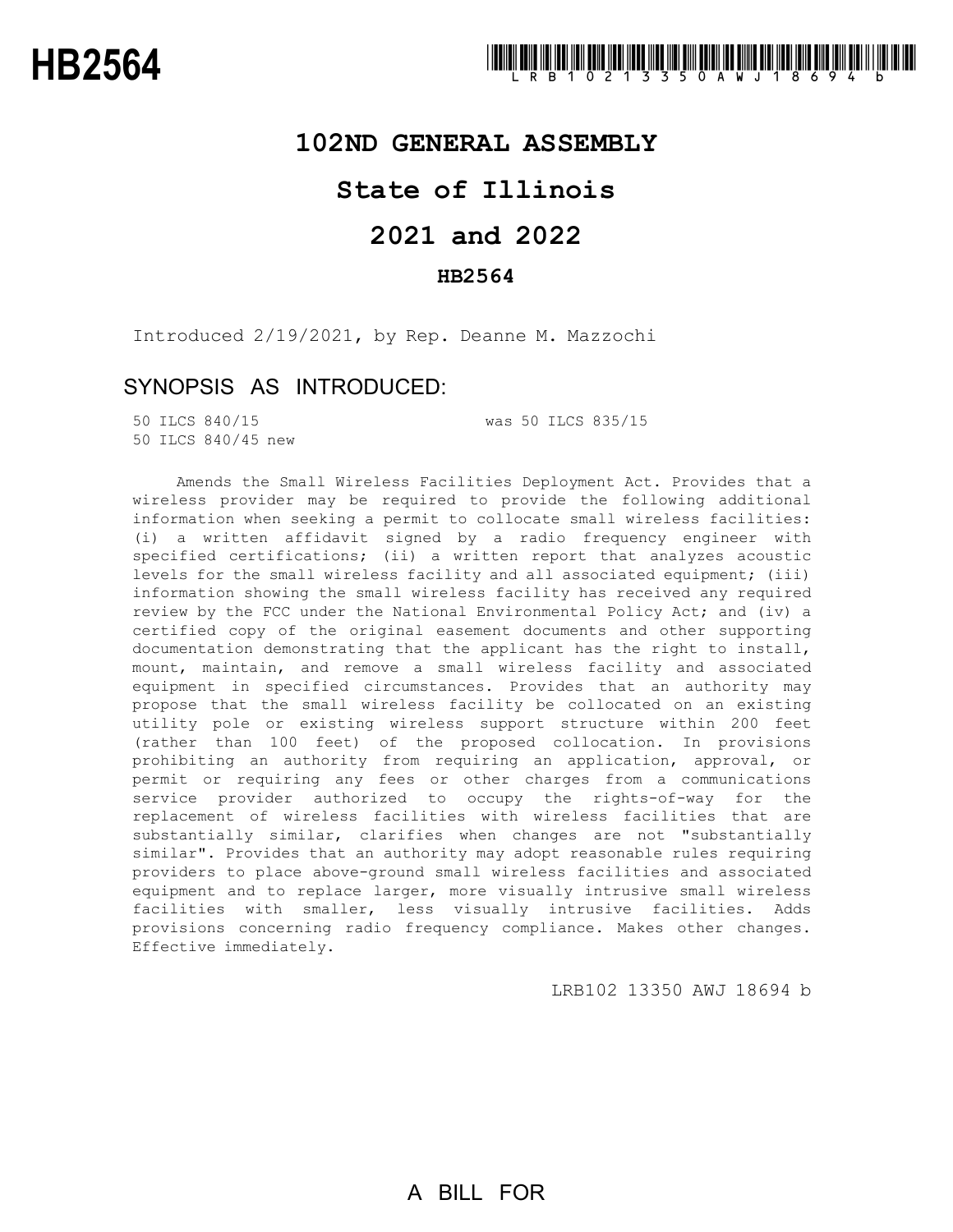# HB2564

LRB102 13350 AWJ 18694 b

# 102ND GENERAL ASSEMBLY

# State of Illinois

# 2021 and 2022

## HB2564

Introduced 2/19/2021, by Rep. Deanne M. Mazzochi

## SYNOPSIS AS INTRODUCED:

50 ILCS 840/15 was 50 ILCS 835/15
50 ILCS 840/45 new

Amends the Small Wireless Facilities Deployment Act. Provides that a wireless provider may be required to provide the following additional information when seeking a permit to collocate small wireless facilities: (i) a written affidavit signed by a radio frequency engineer with specified certifications; (ii) a written report that analyzes acoustic levels for the small wireless facility and all associated equipment; (iii) information showing the small wireless facility has received any required review by the FCC under the National Environmental Policy Act; and (iv) a certified copy of the original easement documents and other supporting documentation demonstrating that the applicant has the right to install, mount, maintain, and remove a small wireless facility and associated equipment in specified circumstances. Provides that an authority may propose that the small wireless facility be collocated on an existing utility pole or existing wireless support structure within 200 feet (rather than 100 feet) of the proposed collocation. In provisions prohibiting an authority from requiring an application, approval, or permit or requiring any fees or other charges from a communications service provider authorized to occupy the rights-of-way for the replacement of wireless facilities with wireless facilities that are substantially similar, clarifies when changes are not "substantially similar". Provides that an authority may adopt reasonable rules requiring providers to place above-ground small wireless facilities and associated equipment and to replace larger, more visually intrusive small wireless facilities with smaller, less visually intrusive facilities. Adds provisions concerning radio frequency compliance. Makes other changes. Effective immediately.

LRB102 13350 AWJ 18694 b

A BILL FOR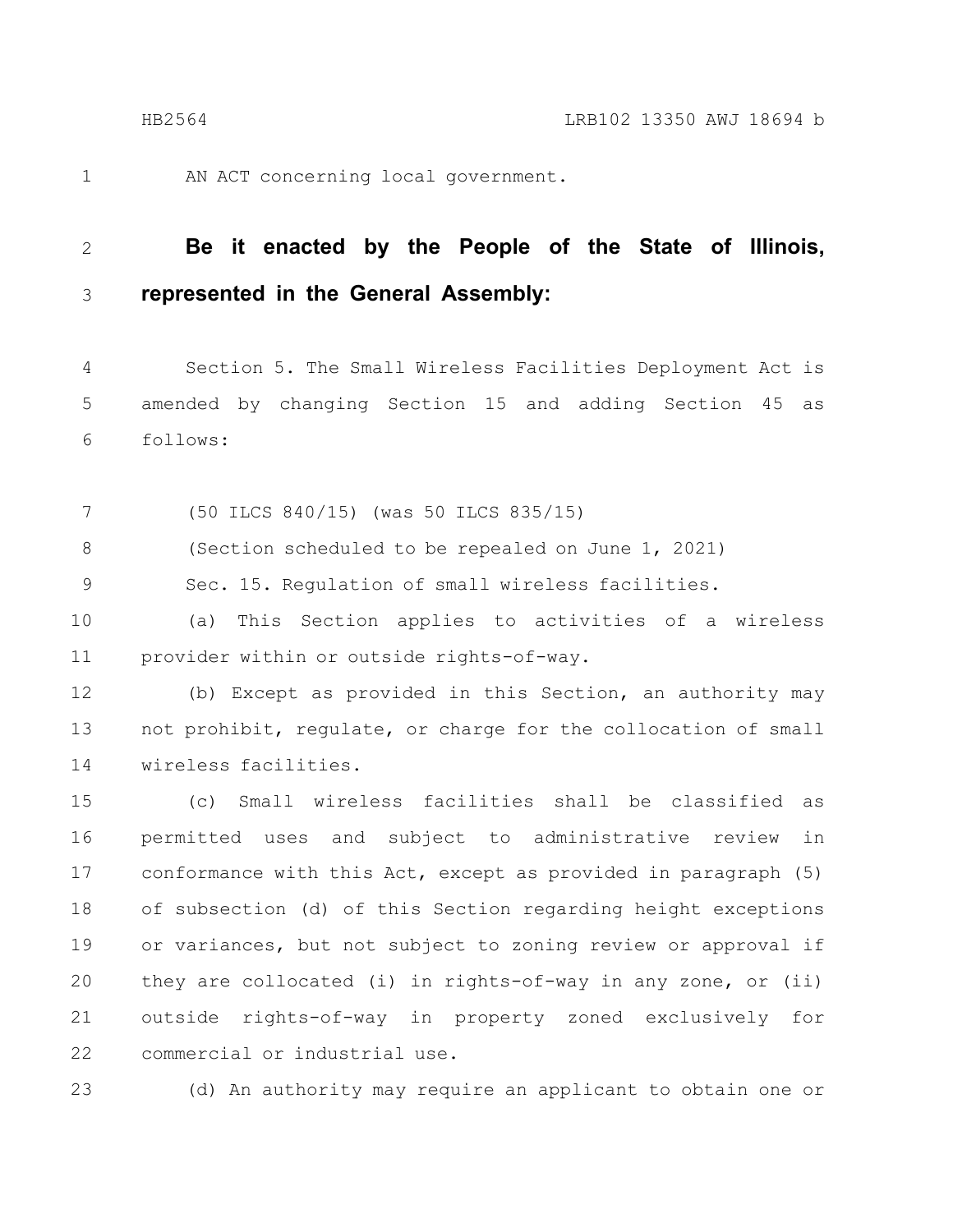AN ACT concerning local government.

**Be it enacted by the People of the State of Illinois, represented in the General Assembly:**

Section 5. The Small Wireless Facilities Deployment Act is amended by changing Section 15 and adding Section 45 as follows:

(50 ILCS 840/15) (was 50 ILCS 835/15)

(Section scheduled to be repealed on June 1, 2021)

Sec. 15. Regulation of small wireless facilities.

(a) This Section applies to activities of a wireless provider within or outside rights-of-way.

(b) Except as provided in this Section, an authority may not prohibit, regulate, or charge for the collocation of small wireless facilities.

(c) Small wireless facilities shall be classified as permitted uses and subject to administrative review in conformance with this Act, except as provided in paragraph (5) of subsection (d) of this Section regarding height exceptions or variances, but not subject to zoning review or approval if they are collocated (i) in rights-of-way in any zone, or (ii) outside rights-of-way in property zoned exclusively for commercial or industrial use.

(d) An authority may require an applicant to obtain one or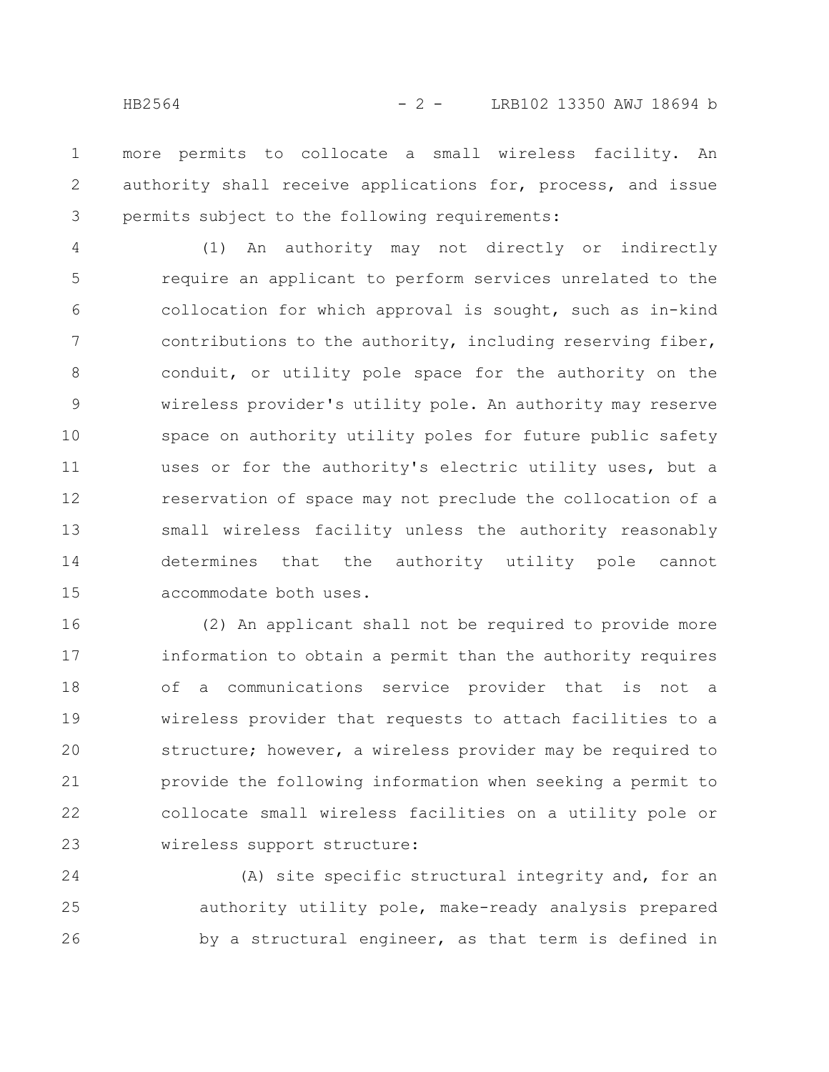more permits to collocate a small wireless facility. An authority shall receive applications for, process, and issue permits subject to the following requirements:

(1) An authority may not directly or indirectly require an applicant to perform services unrelated to the collocation for which approval is sought, such as in-kind contributions to the authority, including reserving fiber, conduit, or utility pole space for the authority on the wireless provider's utility pole. An authority may reserve space on authority utility poles for future public safety uses or for the authority's electric utility uses, but a reservation of space may not preclude the collocation of a small wireless facility unless the authority reasonably determines that the authority utility pole cannot accommodate both uses.

(2) An applicant shall not be required to provide more information to obtain a permit than the authority requires of a communications service provider that is not a wireless provider that requests to attach facilities to a structure; however, a wireless provider may be required to provide the following information when seeking a permit to collocate small wireless facilities on a utility pole or wireless support structure:

(A) site specific structural integrity and, for an authority utility pole, make-ready analysis prepared by a structural engineer, as that term is defined in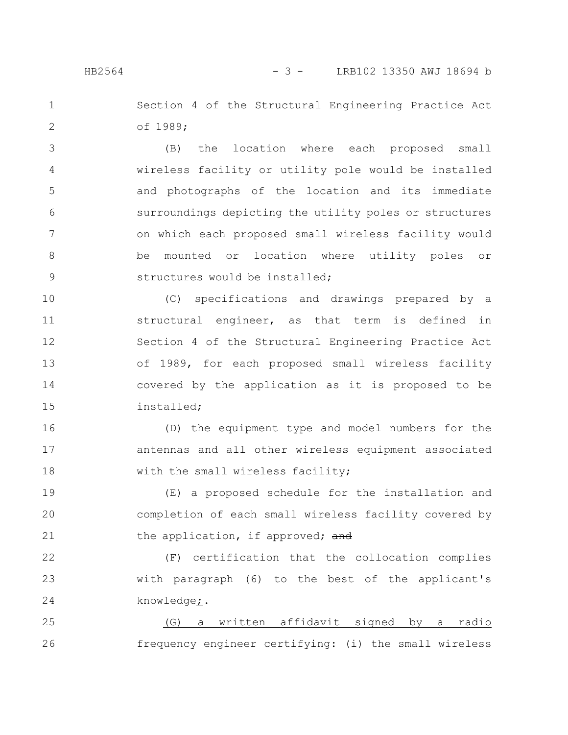Section 4 of the Structural Engineering Practice Act of 1989;

(B) the location where each proposed small wireless facility or utility pole would be installed and photographs of the location and its immediate surroundings depicting the utility poles or structures on which each proposed small wireless facility would be mounted or location where utility poles or structures would be installed;

(C) specifications and drawings prepared by a structural engineer, as that term is defined in Section 4 of the Structural Engineering Practice Act of 1989, for each proposed small wireless facility covered by the application as it is proposed to be installed;

(D) the equipment type and model numbers for the antennas and all other wireless equipment associated with the small wireless facility;

(E) a proposed schedule for the installation and completion of each small wireless facility covered by the application, if approved; ~~and~~

(F) certification that the collocation complies with paragraph (6) to the best of the applicant's knowledge<u>;</u>~~.~~

<u>(G) a written affidavit signed by a radio frequency engineer certifying: (i) the small wireless</u>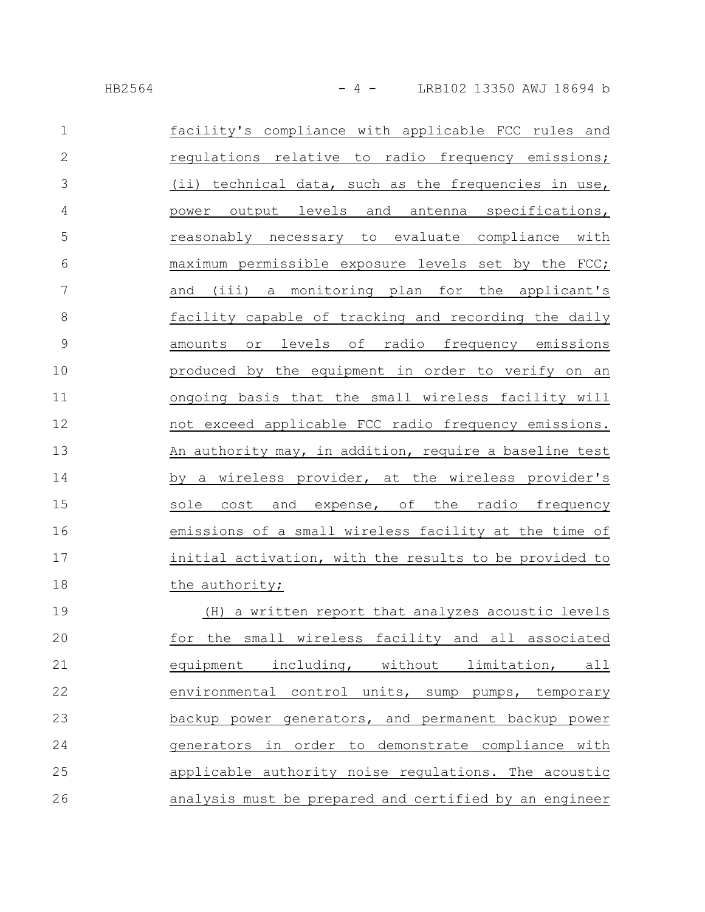facility's compliance with applicable FCC rules and regulations relative to radio frequency emissions; (ii) technical data, such as the frequencies in use, power output levels and antenna specifications, reasonably necessary to evaluate compliance with maximum permissible exposure levels set by the FCC; and (iii) a monitoring plan for the applicant's facility capable of tracking and recording the daily amounts or levels of radio frequency emissions produced by the equipment in order to verify on an ongoing basis that the small wireless facility will not exceed applicable FCC radio frequency emissions. An authority may, in addition, require a baseline test by a wireless provider, at the wireless provider's sole cost and expense, of the radio frequency emissions of a small wireless facility at the time of initial activation, with the results to be provided to the authority;

(H) a written report that analyzes acoustic levels for the small wireless facility and all associated equipment including, without limitation, all environmental control units, sump pumps, temporary backup power generators, and permanent backup power generators in order to demonstrate compliance with applicable authority noise regulations. The acoustic analysis must be prepared and certified by an engineer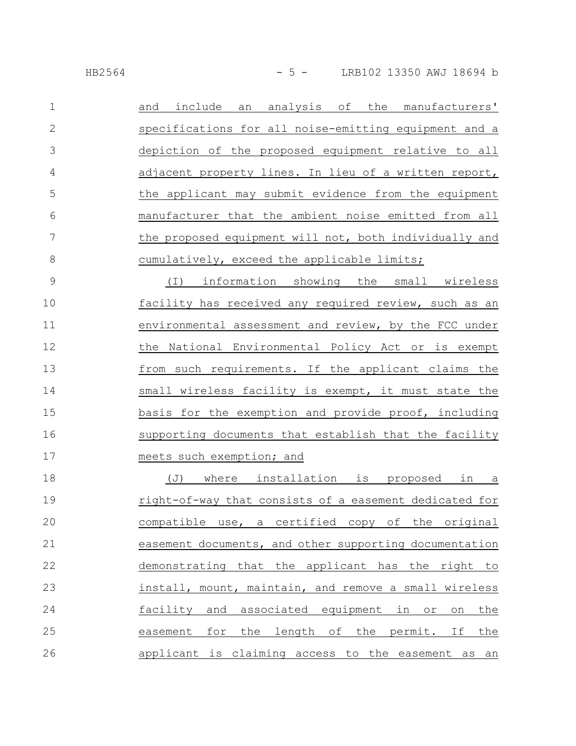and include an analysis of the manufacturers' specifications for all noise-emitting equipment and a depiction of the proposed equipment relative to all adjacent property lines. In lieu of a written report, the applicant may submit evidence from the equipment manufacturer that the ambient noise emitted from all the proposed equipment will not, both individually and cumulatively, exceed the applicable limits;

(I) information showing the small wireless facility has received any required review, such as an environmental assessment and review, by the FCC under the National Environmental Policy Act or is exempt from such requirements. If the applicant claims the small wireless facility is exempt, it must state the basis for the exemption and provide proof, including supporting documents that establish that the facility meets such exemption; and

(J) where installation is proposed in a right-of-way that consists of a easement dedicated for compatible use, a certified copy of the original easement documents, and other supporting documentation demonstrating that the applicant has the right to install, mount, maintain, and remove a small wireless facility and associated equipment in or on the easement for the length of the permit. If the applicant is claiming access to the easement as an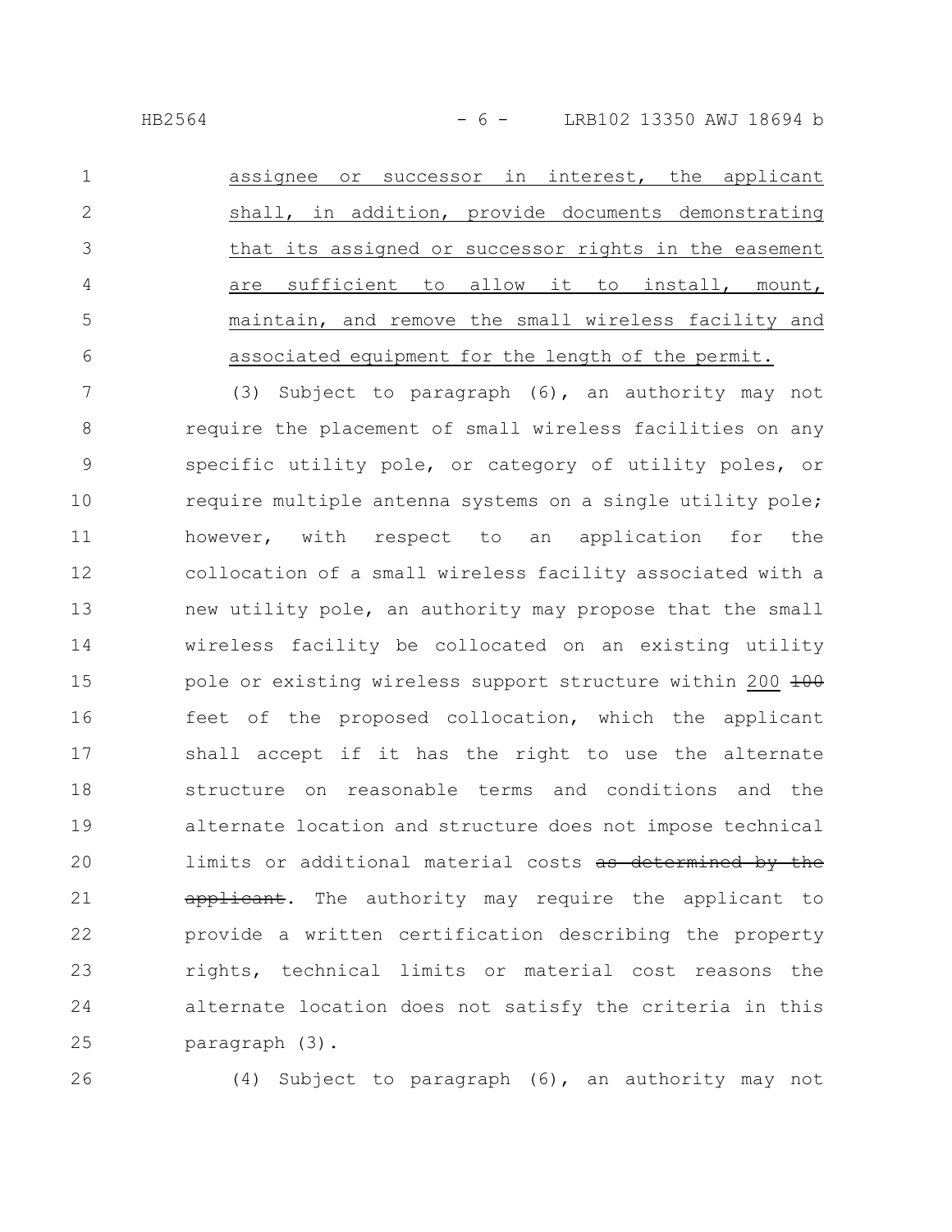assignee or successor in interest, the applicant shall, in addition, provide documents demonstrating that its assigned or successor rights in the easement are sufficient to allow it to install, mount, maintain, and remove the small wireless facility and associated equipment for the length of the permit.

(3) Subject to paragraph (6), an authority may not require the placement of small wireless facilities on any specific utility pole, or category of utility poles, or require multiple antenna systems on a single utility pole; however, with respect to an application for the collocation of a small wireless facility associated with a new utility pole, an authority may propose that the small wireless facility be collocated on an existing utility pole or existing wireless support structure within 200 ~~100~~ feet of the proposed collocation, which the applicant shall accept if it has the right to use the alternate structure on reasonable terms and conditions and the alternate location and structure does not impose technical limits or additional material costs ~~as determined by the applicant~~. The authority may require the applicant to provide a written certification describing the property rights, technical limits or material cost reasons the alternate location does not satisfy the criteria in this paragraph (3).

(4) Subject to paragraph (6), an authority may not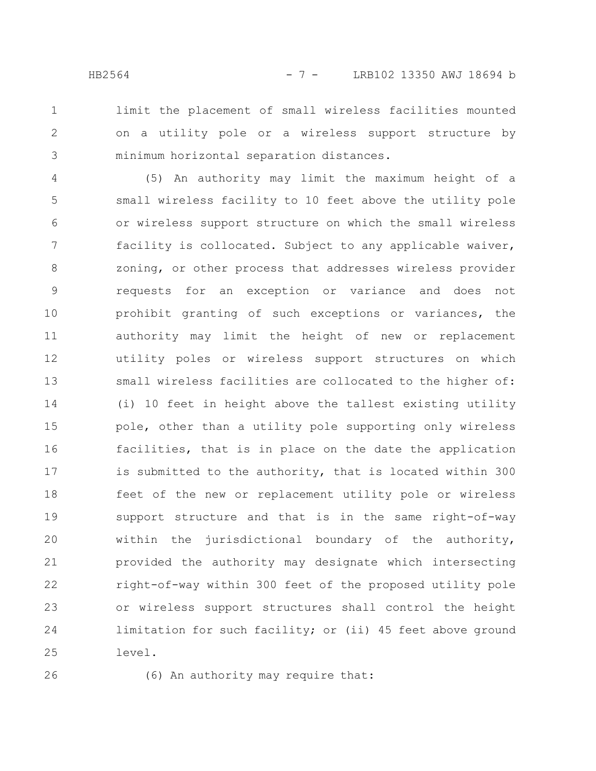limit the placement of small wireless facilities mounted on a utility pole or a wireless support structure by minimum horizontal separation distances.

(5) An authority may limit the maximum height of a small wireless facility to 10 feet above the utility pole or wireless support structure on which the small wireless facility is collocated. Subject to any applicable waiver, zoning, or other process that addresses wireless provider requests for an exception or variance and does not prohibit granting of such exceptions or variances, the authority may limit the height of new or replacement utility poles or wireless support structures on which small wireless facilities are collocated to the higher of: (i) 10 feet in height above the tallest existing utility pole, other than a utility pole supporting only wireless facilities, that is in place on the date the application is submitted to the authority, that is located within 300 feet of the new or replacement utility pole or wireless support structure and that is in the same right-of-way within the jurisdictional boundary of the authority, provided the authority may designate which intersecting right-of-way within 300 feet of the proposed utility pole or wireless support structures shall control the height limitation for such facility; or (ii) 45 feet above ground level.

(6) An authority may require that: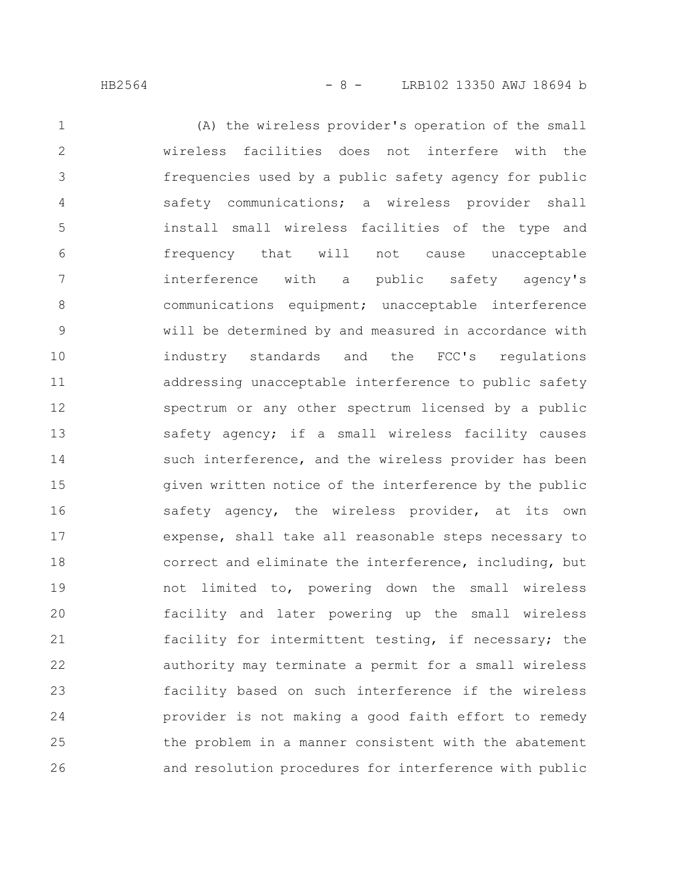(A) the wireless provider's operation of the small wireless facilities does not interfere with the frequencies used by a public safety agency for public safety communications; a wireless provider shall install small wireless facilities of the type and frequency that will not cause unacceptable interference with a public safety agency's communications equipment; unacceptable interference will be determined by and measured in accordance with industry standards and the FCC's regulations addressing unacceptable interference to public safety spectrum or any other spectrum licensed by a public safety agency; if a small wireless facility causes such interference, and the wireless provider has been given written notice of the interference by the public safety agency, the wireless provider, at its own expense, shall take all reasonable steps necessary to correct and eliminate the interference, including, but not limited to, powering down the small wireless facility and later powering up the small wireless facility for intermittent testing, if necessary; the authority may terminate a permit for a small wireless facility based on such interference if the wireless provider is not making a good faith effort to remedy the problem in a manner consistent with the abatement and resolution procedures for interference with public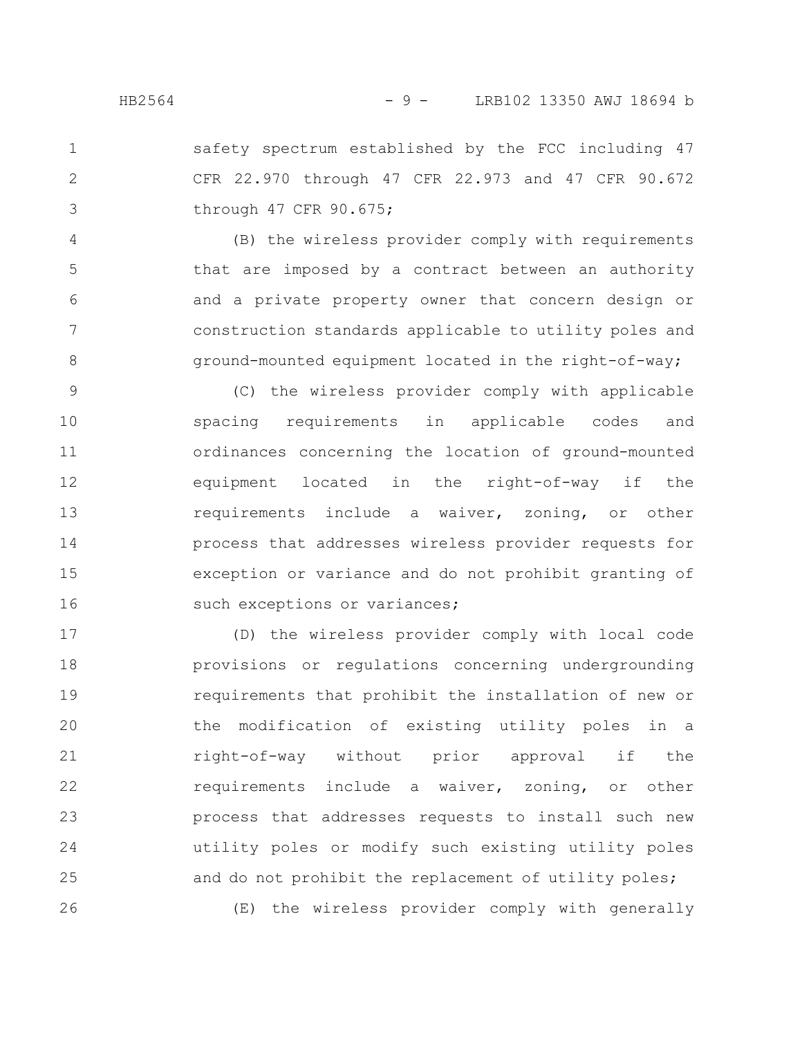safety spectrum established by the FCC including 47 CFR 22.970 through 47 CFR 22.973 and 47 CFR 90.672 through 47 CFR 90.675;

(B) the wireless provider comply with requirements that are imposed by a contract between an authority and a private property owner that concern design or construction standards applicable to utility poles and ground-mounted equipment located in the right-of-way;

(C) the wireless provider comply with applicable spacing requirements in applicable codes and ordinances concerning the location of ground-mounted equipment located in the right-of-way if the requirements include a waiver, zoning, or other process that addresses wireless provider requests for exception or variance and do not prohibit granting of such exceptions or variances;

(D) the wireless provider comply with local code provisions or regulations concerning undergrounding requirements that prohibit the installation of new or the modification of existing utility poles in a right-of-way without prior approval if the requirements include a waiver, zoning, or other process that addresses requests to install such new utility poles or modify such existing utility poles and do not prohibit the replacement of utility poles;

(E) the wireless provider comply with generally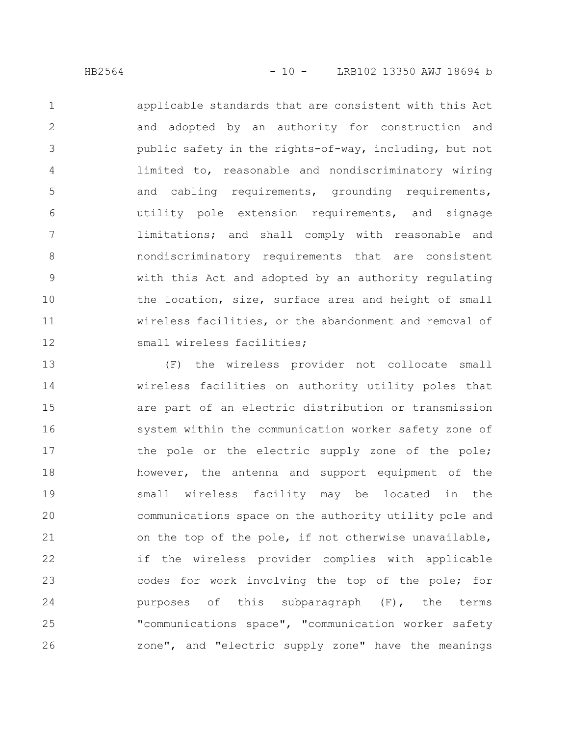applicable standards that are consistent with this Act and adopted by an authority for construction and public safety in the rights-of-way, including, but not limited to, reasonable and nondiscriminatory wiring and cabling requirements, grounding requirements, utility pole extension requirements, and signage limitations; and shall comply with reasonable and nondiscriminatory requirements that are consistent with this Act and adopted by an authority regulating the location, size, surface area and height of small wireless facilities, or the abandonment and removal of small wireless facilities;

(F) the wireless provider not collocate small wireless facilities on authority utility poles that are part of an electric distribution or transmission system within the communication worker safety zone of the pole or the electric supply zone of the pole; however, the antenna and support equipment of the small wireless facility may be located in the communications space on the authority utility pole and on the top of the pole, if not otherwise unavailable, if the wireless provider complies with applicable codes for work involving the top of the pole; for purposes of this subparagraph (F), the terms "communications space", "communication worker safety zone", and "electric supply zone" have the meanings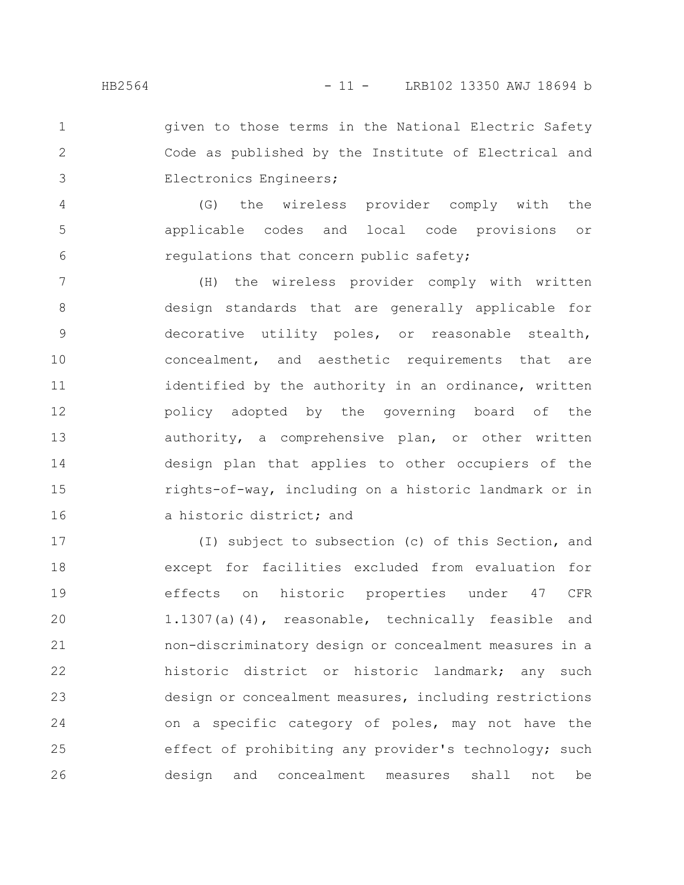given to those terms in the National Electric Safety Code as published by the Institute of Electrical and Electronics Engineers;

(G) the wireless provider comply with the applicable codes and local code provisions or regulations that concern public safety;

(H) the wireless provider comply with written design standards that are generally applicable for decorative utility poles, or reasonable stealth, concealment, and aesthetic requirements that are identified by the authority in an ordinance, written policy adopted by the governing board of the authority, a comprehensive plan, or other written design plan that applies to other occupiers of the rights-of-way, including on a historic landmark or in a historic district; and

(I) subject to subsection (c) of this Section, and except for facilities excluded from evaluation for effects on historic properties under 47 CFR 1.1307(a)(4), reasonable, technically feasible and non-discriminatory design or concealment measures in a historic district or historic landmark; any such design or concealment measures, including restrictions on a specific category of poles, may not have the effect of prohibiting any provider's technology; such design and concealment measures shall not be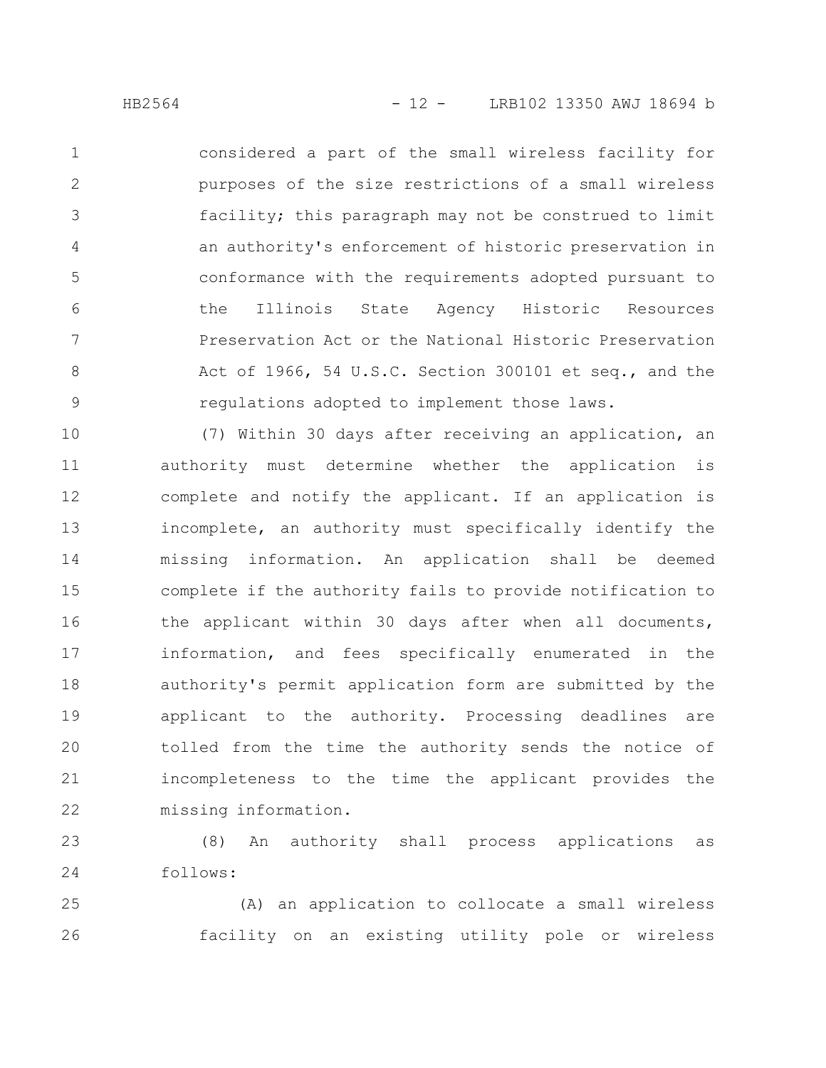considered a part of the small wireless facility for purposes of the size restrictions of a small wireless facility; this paragraph may not be construed to limit an authority's enforcement of historic preservation in conformance with the requirements adopted pursuant to the Illinois State Agency Historic Resources Preservation Act or the National Historic Preservation Act of 1966, 54 U.S.C. Section 300101 et seq., and the regulations adopted to implement those laws.

(7) Within 30 days after receiving an application, an authority must determine whether the application is complete and notify the applicant. If an application is incomplete, an authority must specifically identify the missing information. An application shall be deemed complete if the authority fails to provide notification to the applicant within 30 days after when all documents, information, and fees specifically enumerated in the authority's permit application form are submitted by the applicant to the authority. Processing deadlines are tolled from the time the authority sends the notice of incompleteness to the time the applicant provides the missing information.

(8) An authority shall process applications as follows:

(A) an application to collocate a small wireless facility on an existing utility pole or wireless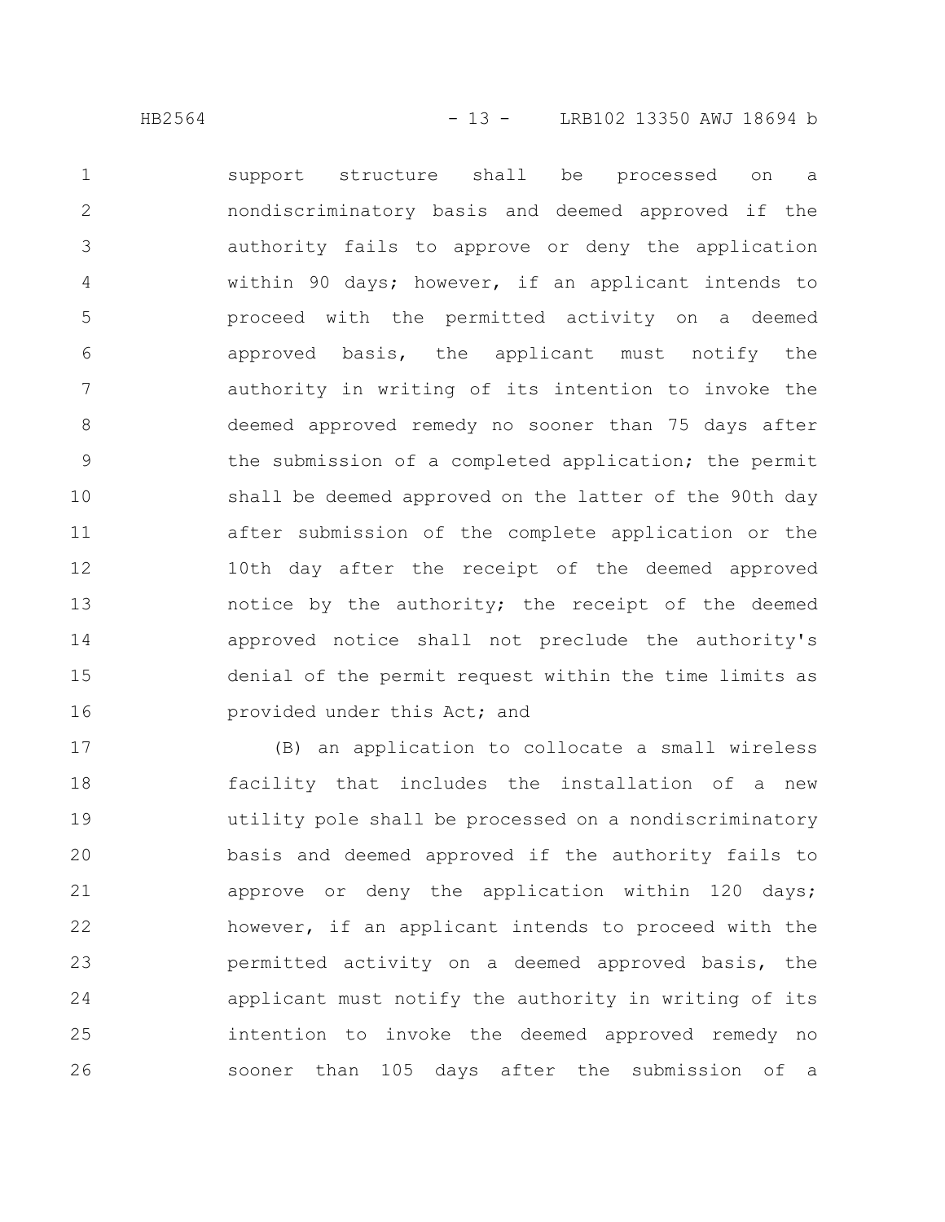support structure shall be processed on a nondiscriminatory basis and deemed approved if the authority fails to approve or deny the application within 90 days; however, if an applicant intends to proceed with the permitted activity on a deemed approved basis, the applicant must notify the authority in writing of its intention to invoke the deemed approved remedy no sooner than 75 days after the submission of a completed application; the permit shall be deemed approved on the latter of the 90th day after submission of the complete application or the 10th day after the receipt of the deemed approved notice by the authority; the receipt of the deemed approved notice shall not preclude the authority's denial of the permit request within the time limits as provided under this Act; and

(B) an application to collocate a small wireless facility that includes the installation of a new utility pole shall be processed on a nondiscriminatory basis and deemed approved if the authority fails to approve or deny the application within 120 days; however, if an applicant intends to proceed with the permitted activity on a deemed approved basis, the applicant must notify the authority in writing of its intention to invoke the deemed approved remedy no sooner than 105 days after the submission of a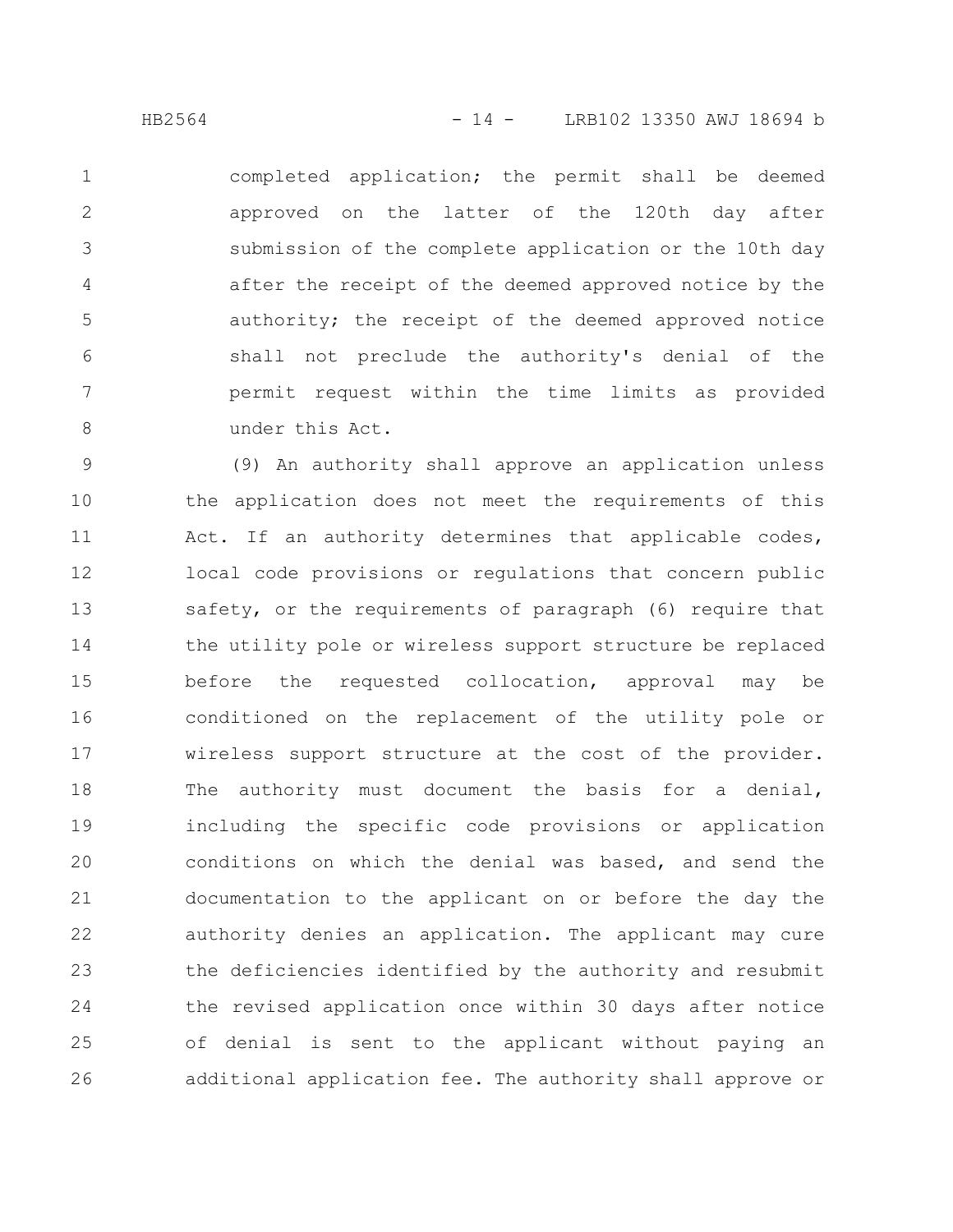completed application; the permit shall be deemed approved on the latter of the 120th day after submission of the complete application or the 10th day after the receipt of the deemed approved notice by the authority; the receipt of the deemed approved notice shall not preclude the authority's denial of the permit request within the time limits as provided under this Act.

(9) An authority shall approve an application unless the application does not meet the requirements of this Act. If an authority determines that applicable codes, local code provisions or regulations that concern public safety, or the requirements of paragraph (6) require that the utility pole or wireless support structure be replaced before the requested collocation, approval may be conditioned on the replacement of the utility pole or wireless support structure at the cost of the provider. The authority must document the basis for a denial, including the specific code provisions or application conditions on which the denial was based, and send the documentation to the applicant on or before the day the authority denies an application. The applicant may cure the deficiencies identified by the authority and resubmit the revised application once within 30 days after notice of denial is sent to the applicant without paying an additional application fee. The authority shall approve or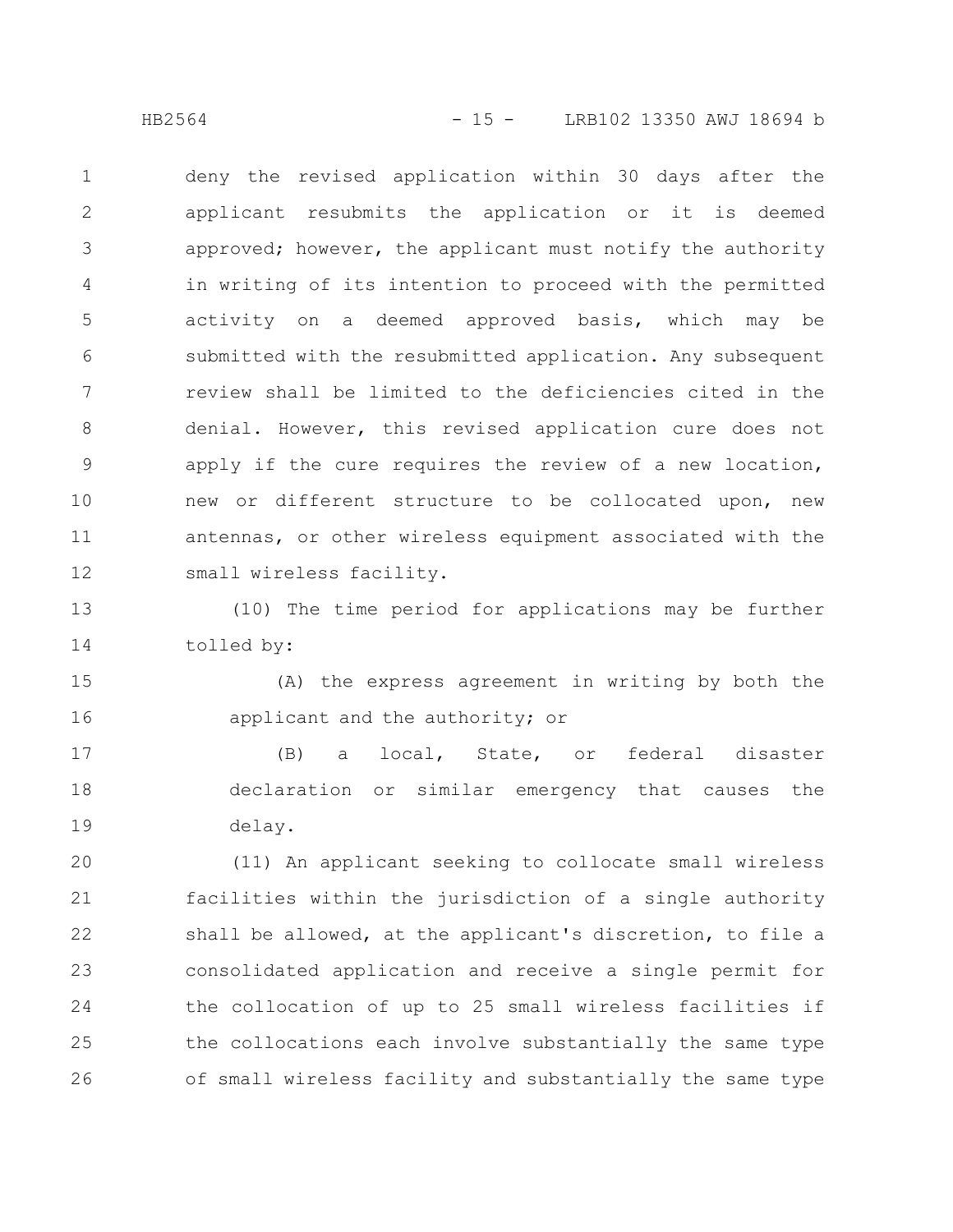deny the revised application within 30 days after the applicant resubmits the application or it is deemed approved; however, the applicant must notify the authority in writing of its intention to proceed with the permitted activity on a deemed approved basis, which may be submitted with the resubmitted application. Any subsequent review shall be limited to the deficiencies cited in the denial. However, this revised application cure does not apply if the cure requires the review of a new location, new or different structure to be collocated upon, new antennas, or other wireless equipment associated with the small wireless facility.

(10) The time period for applications may be further tolled by:

(A) the express agreement in writing by both the applicant and the authority; or

(B) a local, State, or federal disaster declaration or similar emergency that causes the delay.

(11) An applicant seeking to collocate small wireless facilities within the jurisdiction of a single authority shall be allowed, at the applicant's discretion, to file a consolidated application and receive a single permit for the collocation of up to 25 small wireless facilities if the collocations each involve substantially the same type of small wireless facility and substantially the same type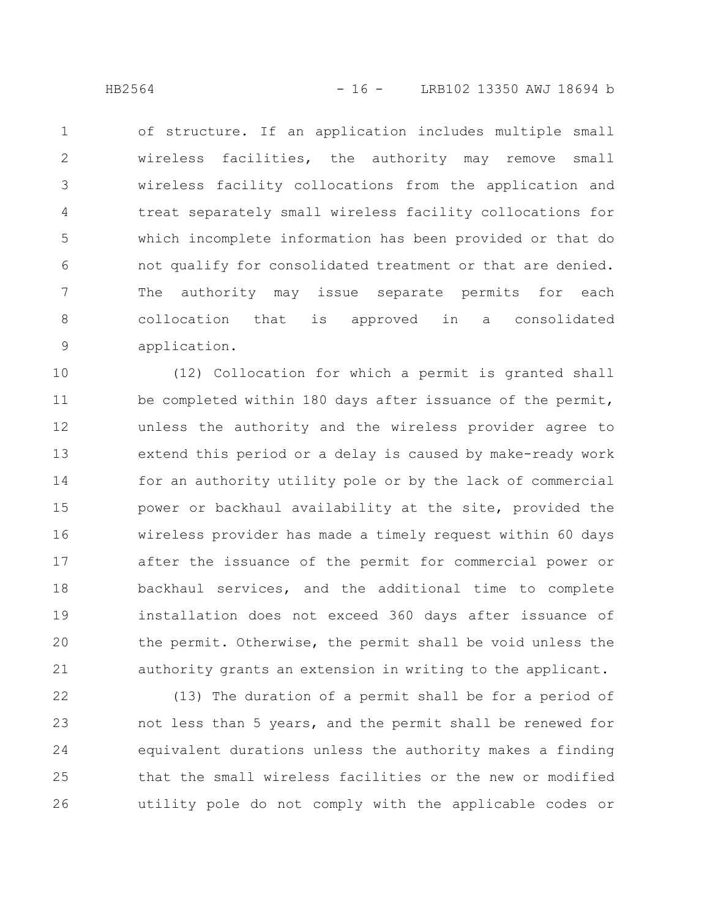of structure. If an application includes multiple small wireless facilities, the authority may remove small wireless facility collocations from the application and treat separately small wireless facility collocations for which incomplete information has been provided or that do not qualify for consolidated treatment or that are denied. The authority may issue separate permits for each collocation that is approved in a consolidated application.

(12) Collocation for which a permit is granted shall be completed within 180 days after issuance of the permit, unless the authority and the wireless provider agree to extend this period or a delay is caused by make-ready work for an authority utility pole or by the lack of commercial power or backhaul availability at the site, provided the wireless provider has made a timely request within 60 days after the issuance of the permit for commercial power or backhaul services, and the additional time to complete installation does not exceed 360 days after issuance of the permit. Otherwise, the permit shall be void unless the authority grants an extension in writing to the applicant.

(13) The duration of a permit shall be for a period of not less than 5 years, and the permit shall be renewed for equivalent durations unless the authority makes a finding that the small wireless facilities or the new or modified utility pole do not comply with the applicable codes or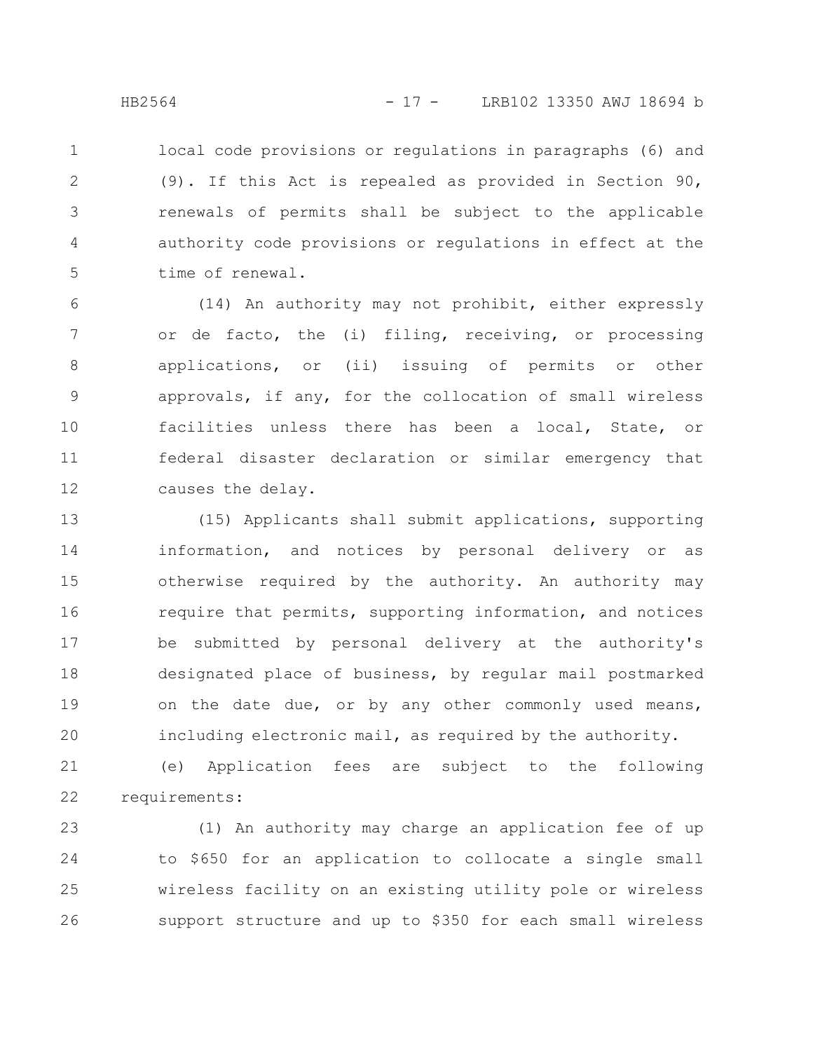local code provisions or regulations in paragraphs (6) and (9). If this Act is repealed as provided in Section 90, renewals of permits shall be subject to the applicable authority code provisions or regulations in effect at the time of renewal.

(14) An authority may not prohibit, either expressly or de facto, the (i) filing, receiving, or processing applications, or (ii) issuing of permits or other approvals, if any, for the collocation of small wireless facilities unless there has been a local, State, or federal disaster declaration or similar emergency that causes the delay.

(15) Applicants shall submit applications, supporting information, and notices by personal delivery or as otherwise required by the authority. An authority may require that permits, supporting information, and notices be submitted by personal delivery at the authority's designated place of business, by regular mail postmarked on the date due, or by any other commonly used means, including electronic mail, as required by the authority.

(e) Application fees are subject to the following requirements:

(1) An authority may charge an application fee of up to $650 for an application to collocate a single small wireless facility on an existing utility pole or wireless support structure and up to $350 for each small wireless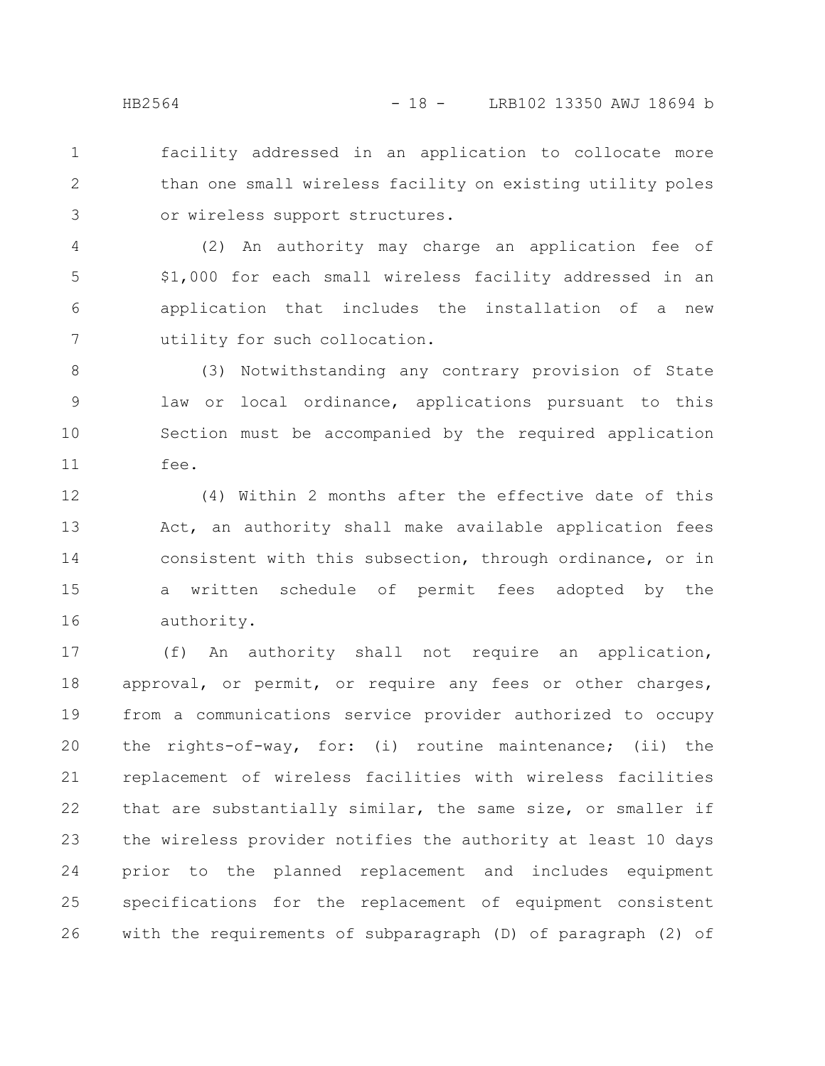facility addressed in an application to collocate more than one small wireless facility on existing utility poles or wireless support structures.

(2) An authority may charge an application fee of $1,000 for each small wireless facility addressed in an application that includes the installation of a new utility for such collocation.

(3) Notwithstanding any contrary provision of State law or local ordinance, applications pursuant to this Section must be accompanied by the required application fee.

(4) Within 2 months after the effective date of this Act, an authority shall make available application fees consistent with this subsection, through ordinance, or in a written schedule of permit fees adopted by the authority.

(f) An authority shall not require an application, approval, or permit, or require any fees or other charges, from a communications service provider authorized to occupy the rights-of-way, for: (i) routine maintenance; (ii) the replacement of wireless facilities with wireless facilities that are substantially similar, the same size, or smaller if the wireless provider notifies the authority at least 10 days prior to the planned replacement and includes equipment specifications for the replacement of equipment consistent with the requirements of subparagraph (D) of paragraph (2) of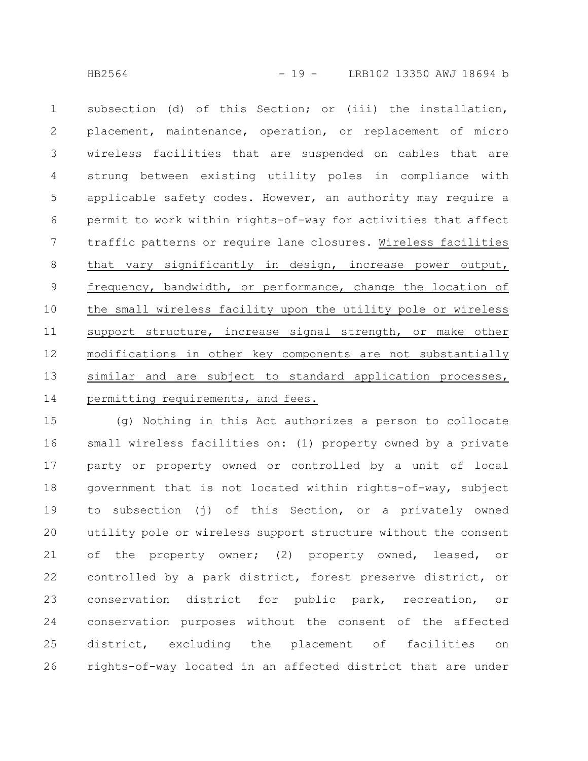subsection (d) of this Section; or (iii) the installation, placement, maintenance, operation, or replacement of micro wireless facilities that are suspended on cables that are strung between existing utility poles in compliance with applicable safety codes. However, an authority may require a permit to work within rights-of-way for activities that affect traffic patterns or require lane closures. Wireless facilities that vary significantly in design, increase power output, frequency, bandwidth, or performance, change the location of the small wireless facility upon the utility pole or wireless support structure, increase signal strength, or make other modifications in other key components are not substantially similar and are subject to standard application processes, permitting requirements, and fees.

(g) Nothing in this Act authorizes a person to collocate small wireless facilities on: (1) property owned by a private party or property owned or controlled by a unit of local government that is not located within rights-of-way, subject to subsection (j) of this Section, or a privately owned utility pole or wireless support structure without the consent of the property owner; (2) property owned, leased, or controlled by a park district, forest preserve district, or conservation district for public park, recreation, or conservation purposes without the consent of the affected district, excluding the placement of facilities on rights-of-way located in an affected district that are under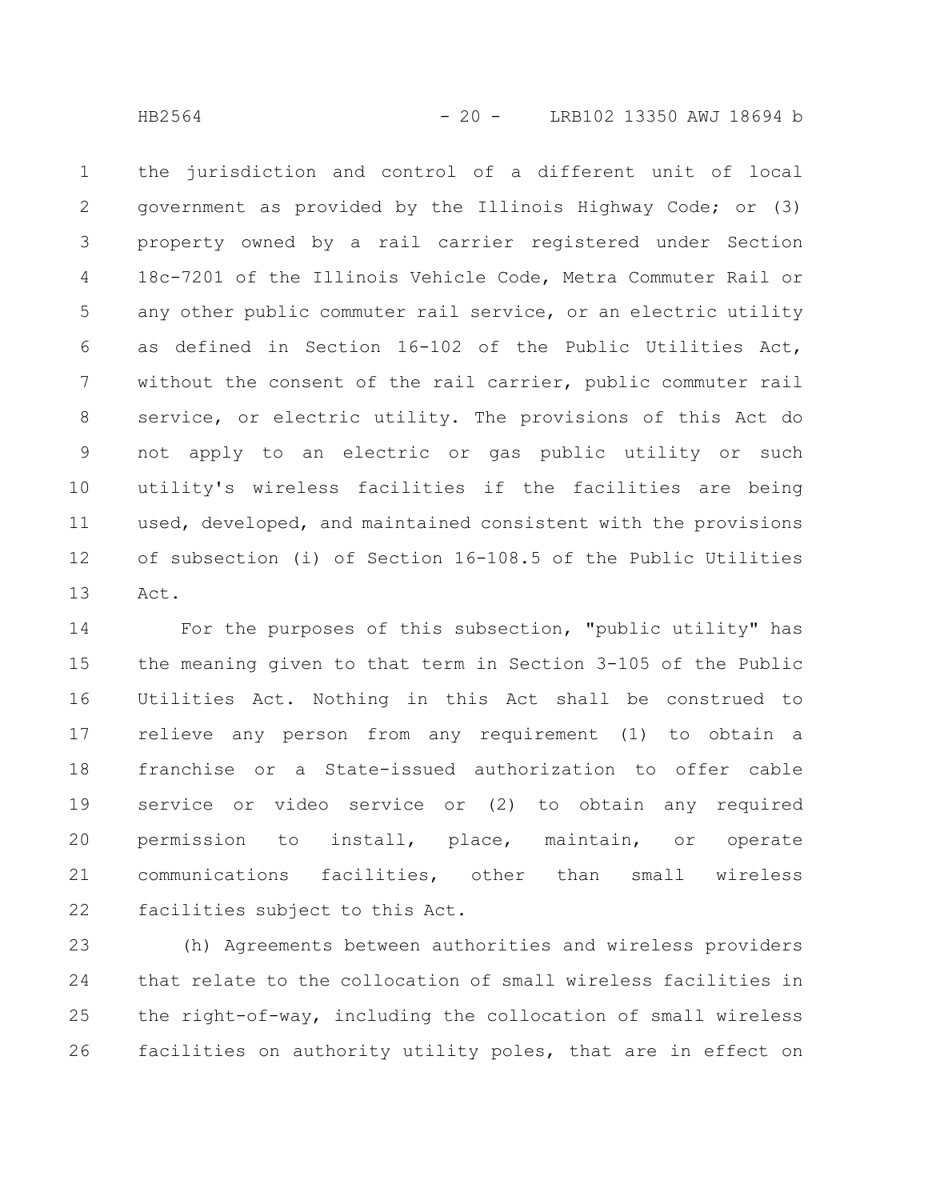the jurisdiction and control of a different unit of local government as provided by the Illinois Highway Code; or (3) property owned by a rail carrier registered under Section 18c-7201 of the Illinois Vehicle Code, Metra Commuter Rail or any other public commuter rail service, or an electric utility as defined in Section 16-102 of the Public Utilities Act, without the consent of the rail carrier, public commuter rail service, or electric utility. The provisions of this Act do not apply to an electric or gas public utility or such utility's wireless facilities if the facilities are being used, developed, and maintained consistent with the provisions of subsection (i) of Section 16-108.5 of the Public Utilities Act.

For the purposes of this subsection, "public utility" has the meaning given to that term in Section 3-105 of the Public Utilities Act. Nothing in this Act shall be construed to relieve any person from any requirement (1) to obtain a franchise or a State-issued authorization to offer cable service or video service or (2) to obtain any required permission to install, place, maintain, or operate communications facilities, other than small wireless facilities subject to this Act.

(h) Agreements between authorities and wireless providers that relate to the collocation of small wireless facilities in the right-of-way, including the collocation of small wireless facilities on authority utility poles, that are in effect on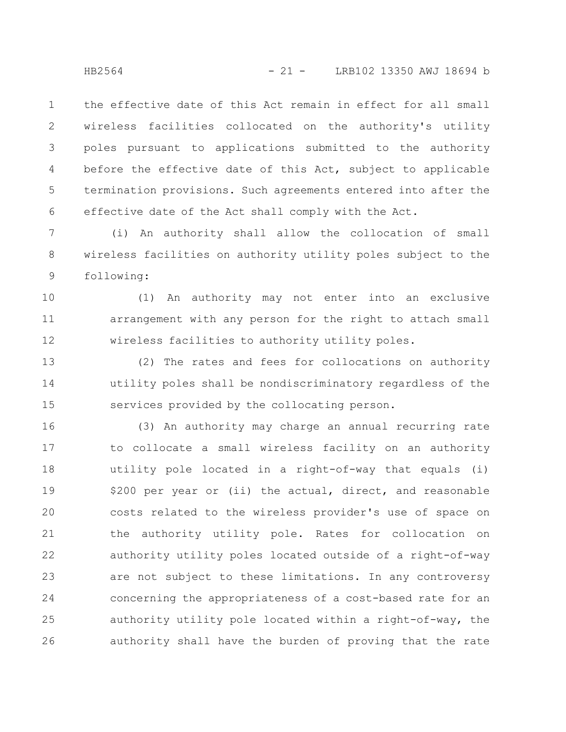the effective date of this Act remain in effect for all small wireless facilities collocated on the authority's utility poles pursuant to applications submitted to the authority before the effective date of this Act, subject to applicable termination provisions. Such agreements entered into after the effective date of the Act shall comply with the Act.

(i) An authority shall allow the collocation of small wireless facilities on authority utility poles subject to the following:

(1) An authority may not enter into an exclusive arrangement with any person for the right to attach small wireless facilities to authority utility poles.

(2) The rates and fees for collocations on authority utility poles shall be nondiscriminatory regardless of the services provided by the collocating person.

(3) An authority may charge an annual recurring rate to collocate a small wireless facility on an authority utility pole located in a right-of-way that equals (i) $200 per year or (ii) the actual, direct, and reasonable costs related to the wireless provider's use of space on the authority utility pole. Rates for collocation on authority utility poles located outside of a right-of-way are not subject to these limitations. In any controversy concerning the appropriateness of a cost-based rate for an authority utility pole located within a right-of-way, the authority shall have the burden of proving that the rate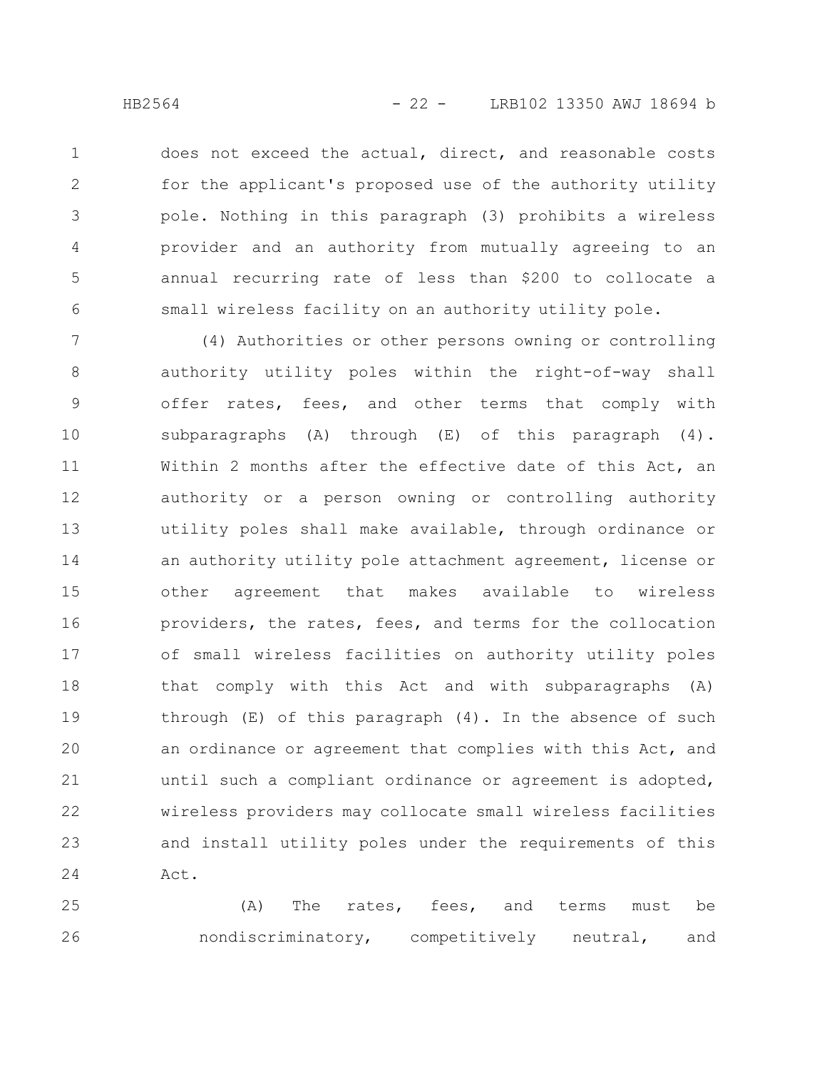does not exceed the actual, direct, and reasonable costs for the applicant's proposed use of the authority utility pole. Nothing in this paragraph (3) prohibits a wireless provider and an authority from mutually agreeing to an annual recurring rate of less than $200 to collocate a small wireless facility on an authority utility pole.

(4) Authorities or other persons owning or controlling authority utility poles within the right-of-way shall offer rates, fees, and other terms that comply with subparagraphs (A) through (E) of this paragraph (4). Within 2 months after the effective date of this Act, an authority or a person owning or controlling authority utility poles shall make available, through ordinance or an authority utility pole attachment agreement, license or other agreement that makes available to wireless providers, the rates, fees, and terms for the collocation of small wireless facilities on authority utility poles that comply with this Act and with subparagraphs (A) through (E) of this paragraph (4). In the absence of such an ordinance or agreement that complies with this Act, and until such a compliant ordinance or agreement is adopted, wireless providers may collocate small wireless facilities and install utility poles under the requirements of this Act.

(A) The rates, fees, and terms must be nondiscriminatory, competitively neutral, and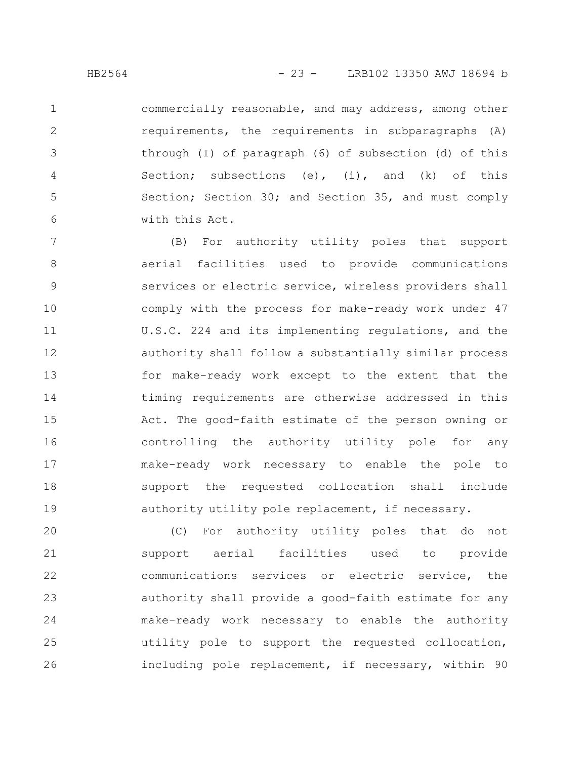commercially reasonable, and may address, among other requirements, the requirements in subparagraphs (A) through (I) of paragraph (6) of subsection (d) of this Section; subsections (e), (i), and (k) of this Section; Section 30; and Section 35, and must comply with this Act.

(B) For authority utility poles that support aerial facilities used to provide communications services or electric service, wireless providers shall comply with the process for make-ready work under 47 U.S.C. 224 and its implementing regulations, and the authority shall follow a substantially similar process for make-ready work except to the extent that the timing requirements are otherwise addressed in this Act. The good-faith estimate of the person owning or controlling the authority utility pole for any make-ready work necessary to enable the pole to support the requested collocation shall include authority utility pole replacement, if necessary.

(C) For authority utility poles that do not support aerial facilities used to provide communications services or electric service, the authority shall provide a good-faith estimate for any make-ready work necessary to enable the authority utility pole to support the requested collocation, including pole replacement, if necessary, within 90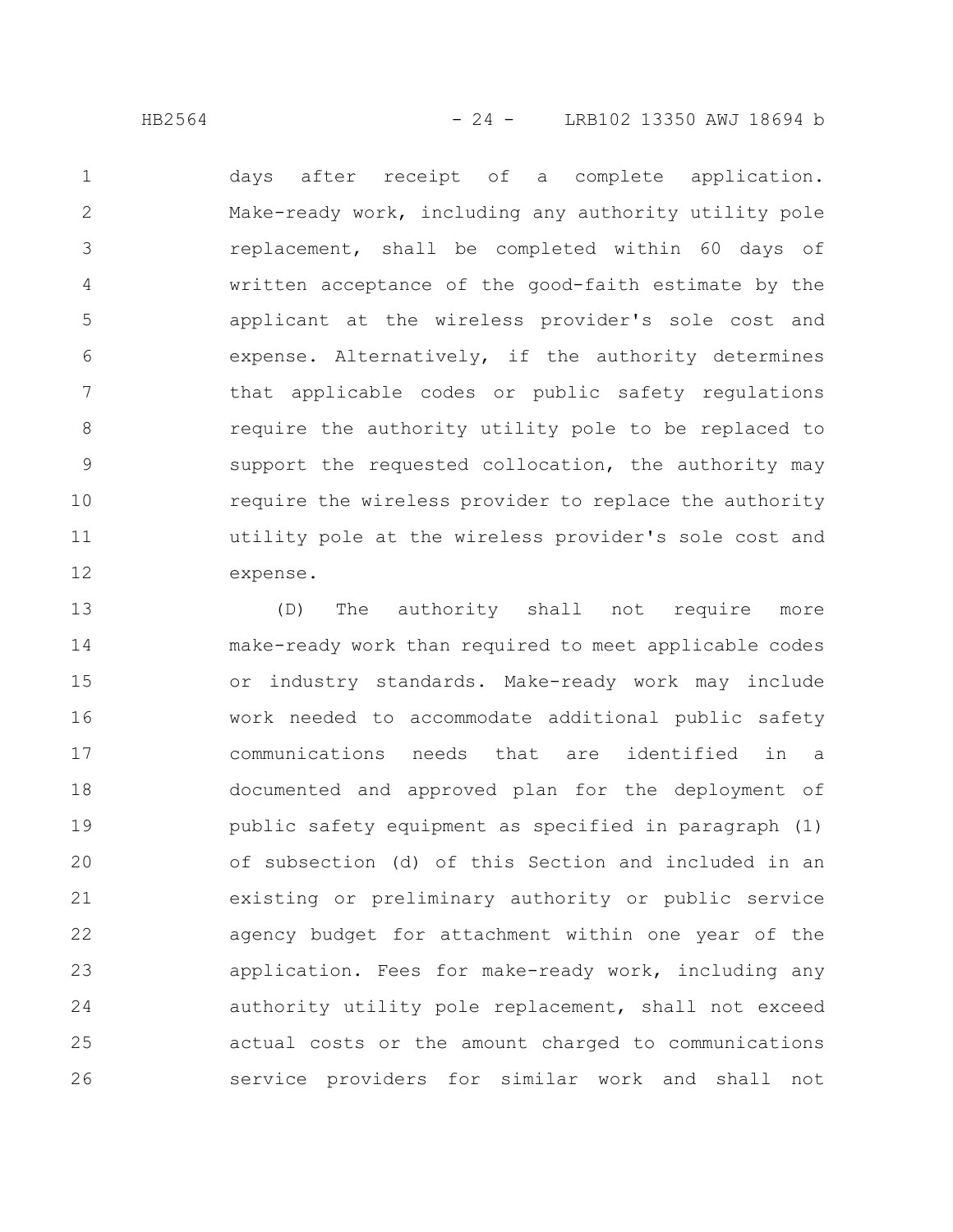days after receipt of a complete application. Make-ready work, including any authority utility pole replacement, shall be completed within 60 days of written acceptance of the good-faith estimate by the applicant at the wireless provider's sole cost and expense. Alternatively, if the authority determines that applicable codes or public safety regulations require the authority utility pole to be replaced to support the requested collocation, the authority may require the wireless provider to replace the authority utility pole at the wireless provider's sole cost and expense.

(D) The authority shall not require more make-ready work than required to meet applicable codes or industry standards. Make-ready work may include work needed to accommodate additional public safety communications needs that are identified in a documented and approved plan for the deployment of public safety equipment as specified in paragraph (1) of subsection (d) of this Section and included in an existing or preliminary authority or public service agency budget for attachment within one year of the application. Fees for make-ready work, including any authority utility pole replacement, shall not exceed actual costs or the amount charged to communications service providers for similar work and shall not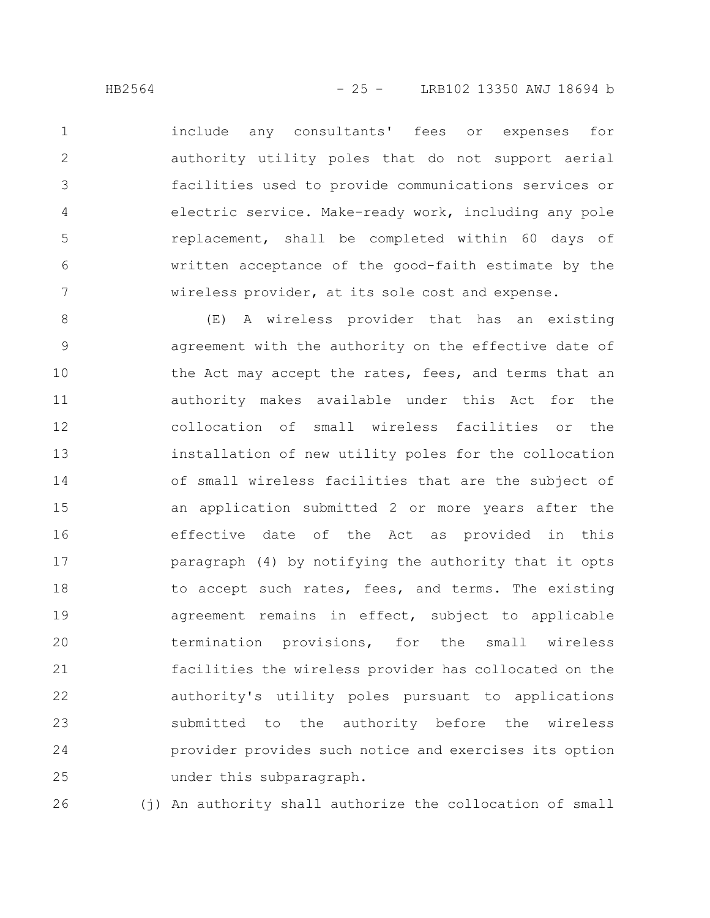include any consultants' fees or expenses for authority utility poles that do not support aerial facilities used to provide communications services or electric service. Make-ready work, including any pole replacement, shall be completed within 60 days of written acceptance of the good-faith estimate by the wireless provider, at its sole cost and expense.

(E) A wireless provider that has an existing agreement with the authority on the effective date of the Act may accept the rates, fees, and terms that an authority makes available under this Act for the collocation of small wireless facilities or the installation of new utility poles for the collocation of small wireless facilities that are the subject of an application submitted 2 or more years after the effective date of the Act as provided in this paragraph (4) by notifying the authority that it opts to accept such rates, fees, and terms. The existing agreement remains in effect, subject to applicable termination provisions, for the small wireless facilities the wireless provider has collocated on the authority's utility poles pursuant to applications submitted to the authority before the wireless provider provides such notice and exercises its option under this subparagraph.

(j) An authority shall authorize the collocation of small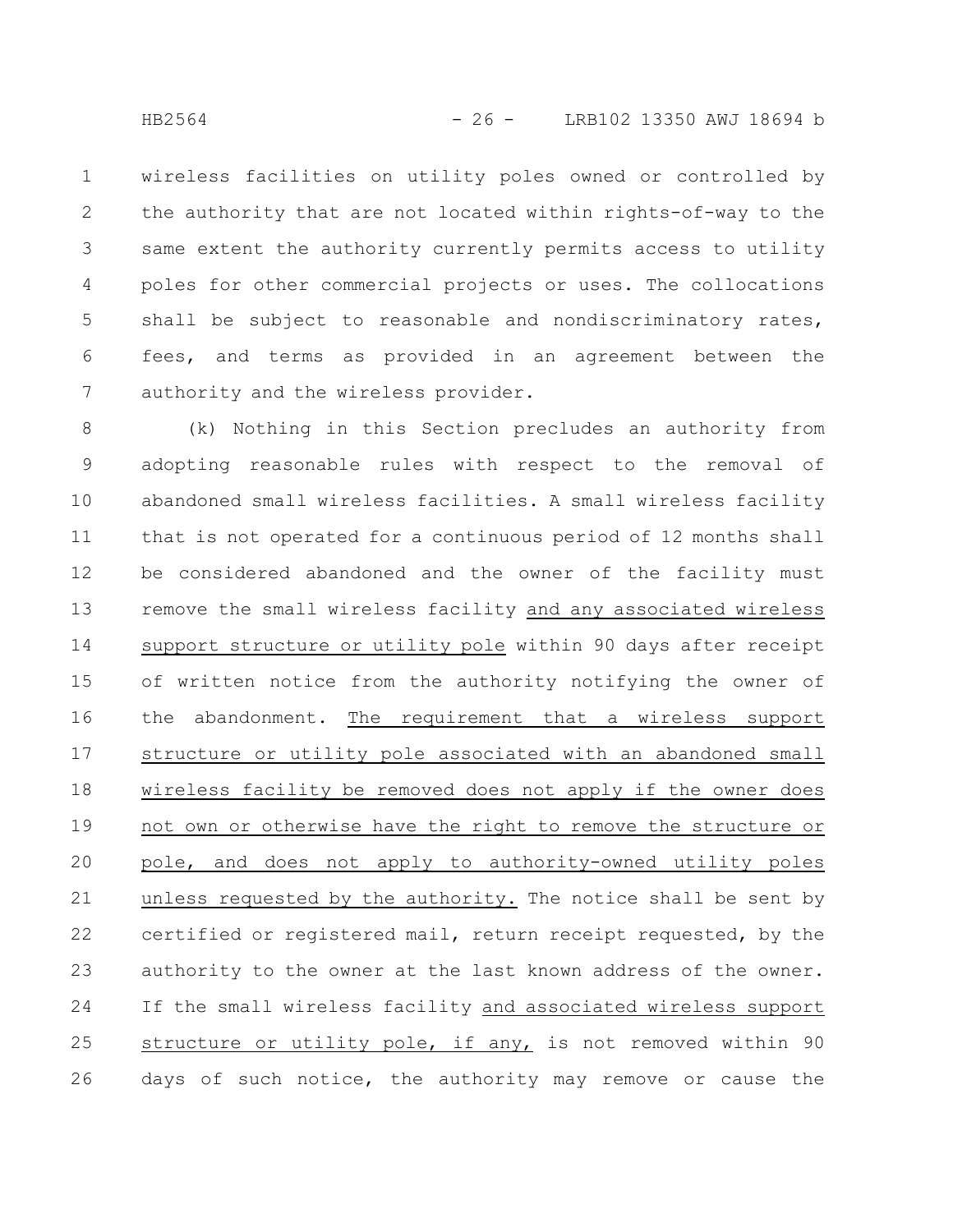wireless facilities on utility poles owned or controlled by the authority that are not located within rights-of-way to the same extent the authority currently permits access to utility poles for other commercial projects or uses. The collocations shall be subject to reasonable and nondiscriminatory rates, fees, and terms as provided in an agreement between the authority and the wireless provider.

(k) Nothing in this Section precludes an authority from adopting reasonable rules with respect to the removal of abandoned small wireless facilities. A small wireless facility that is not operated for a continuous period of 12 months shall be considered abandoned and the owner of the facility must remove the small wireless facility <u>and any associated wireless support structure or utility pole</u> within 90 days after receipt of written notice from the authority notifying the owner of the abandonment. <u>The requirement that a wireless support structure or utility pole associated with an abandoned small wireless facility be removed does not apply if the owner does not own or otherwise have the right to remove the structure or pole, and does not apply to authority-owned utility poles unless requested by the authority.</u> The notice shall be sent by certified or registered mail, return receipt requested, by the authority to the owner at the last known address of the owner. If the small wireless facility <u>and associated wireless support structure or utility pole, if any,</u> is not removed within 90 days of such notice, the authority may remove or cause the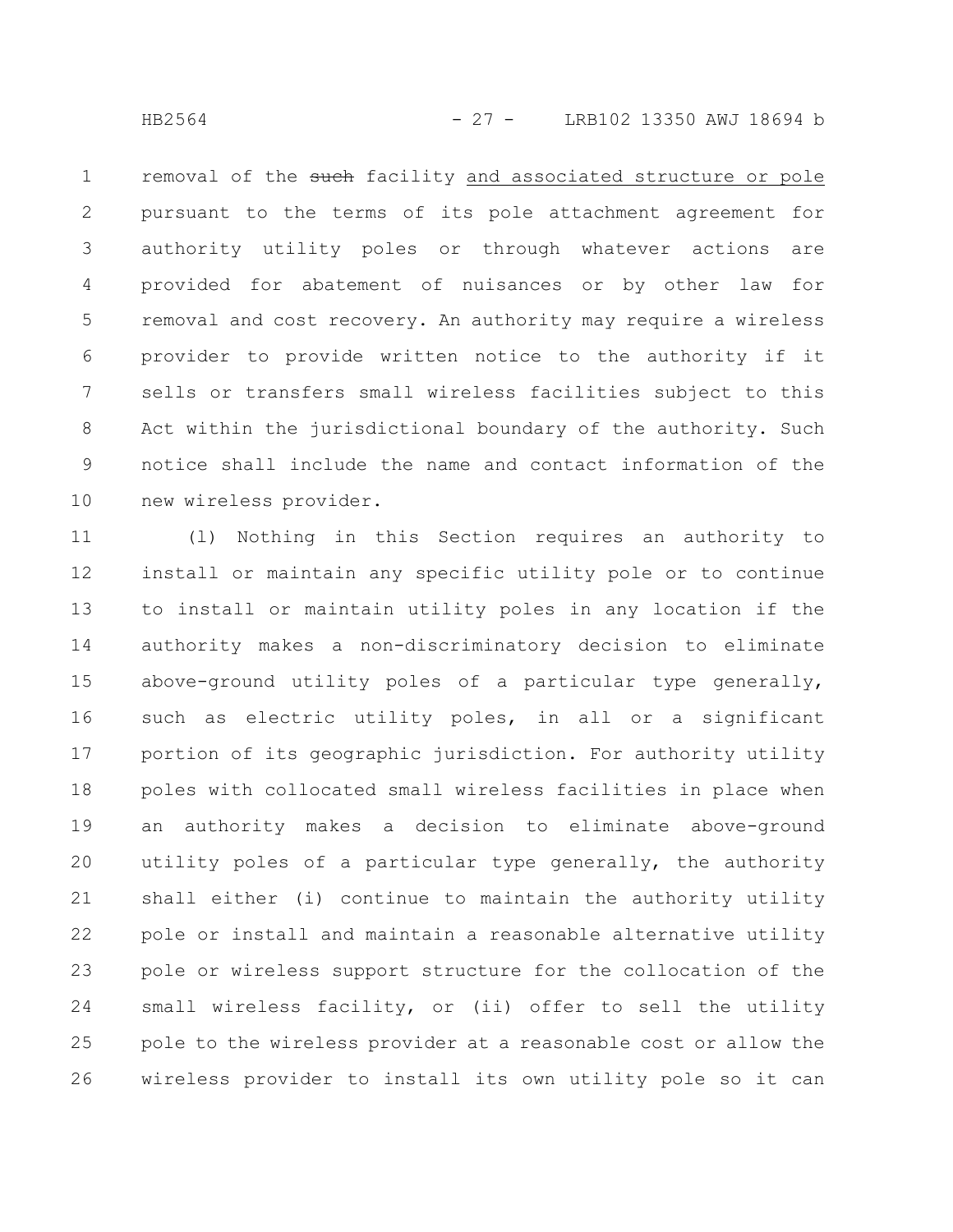removal of the ~~such~~ facility <u>and associated structure or pole</u> pursuant to the terms of its pole attachment agreement for authority utility poles or through whatever actions are provided for abatement of nuisances or by other law for removal and cost recovery. An authority may require a wireless provider to provide written notice to the authority if it sells or transfers small wireless facilities subject to this Act within the jurisdictional boundary of the authority. Such notice shall include the name and contact information of the new wireless provider.

(l) Nothing in this Section requires an authority to install or maintain any specific utility pole or to continue to install or maintain utility poles in any location if the authority makes a non-discriminatory decision to eliminate above-ground utility poles of a particular type generally, such as electric utility poles, in all or a significant portion of its geographic jurisdiction. For authority utility poles with collocated small wireless facilities in place when an authority makes a decision to eliminate above-ground utility poles of a particular type generally, the authority shall either (i) continue to maintain the authority utility pole or install and maintain a reasonable alternative utility pole or wireless support structure for the collocation of the small wireless facility, or (ii) offer to sell the utility pole to the wireless provider at a reasonable cost or allow the wireless provider to install its own utility pole so it can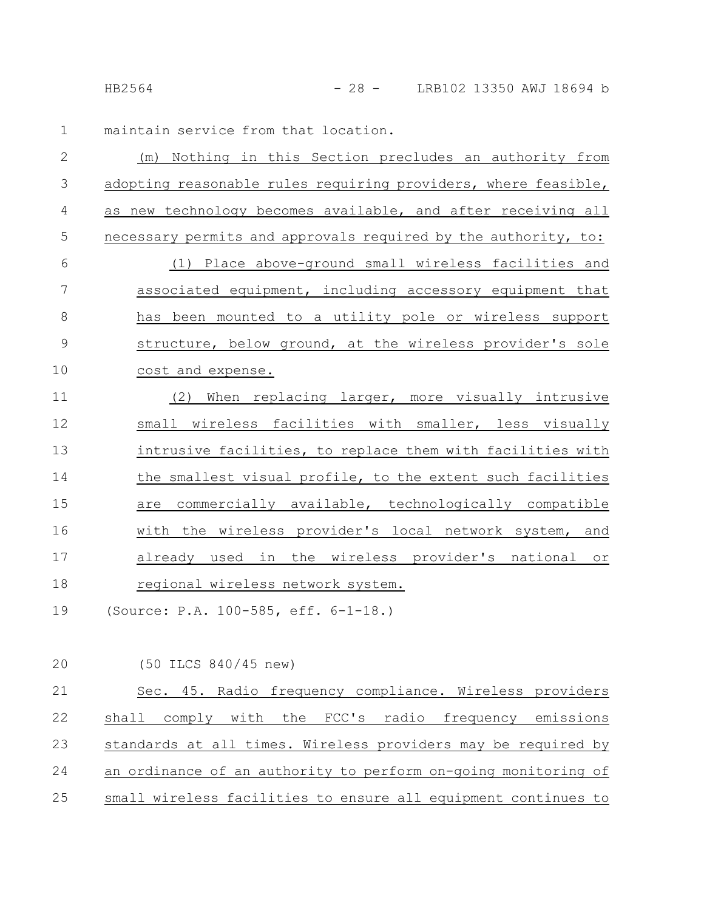maintain service from that location.

(m) Nothing in this Section precludes an authority from adopting reasonable rules requiring providers, where feasible, as new technology becomes available, and after receiving all necessary permits and approvals required by the authority, to:

(1) Place above-ground small wireless facilities and associated equipment, including accessory equipment that has been mounted to a utility pole or wireless support structure, below ground, at the wireless provider's sole cost and expense.

(2) When replacing larger, more visually intrusive small wireless facilities with smaller, less visually intrusive facilities, to replace them with facilities with the smallest visual profile, to the extent such facilities are commercially available, technologically compatible with the wireless provider's local network system, and already used in the wireless provider's national or regional wireless network system.

(Source: P.A. 100-585, eff. 6-1-18.)

(50 ILCS 840/45 new)

Sec. 45. Radio frequency compliance. Wireless providers shall comply with the FCC's radio frequency emissions standards at all times. Wireless providers may be required by an ordinance of an authority to perform on-going monitoring of small wireless facilities to ensure all equipment continues to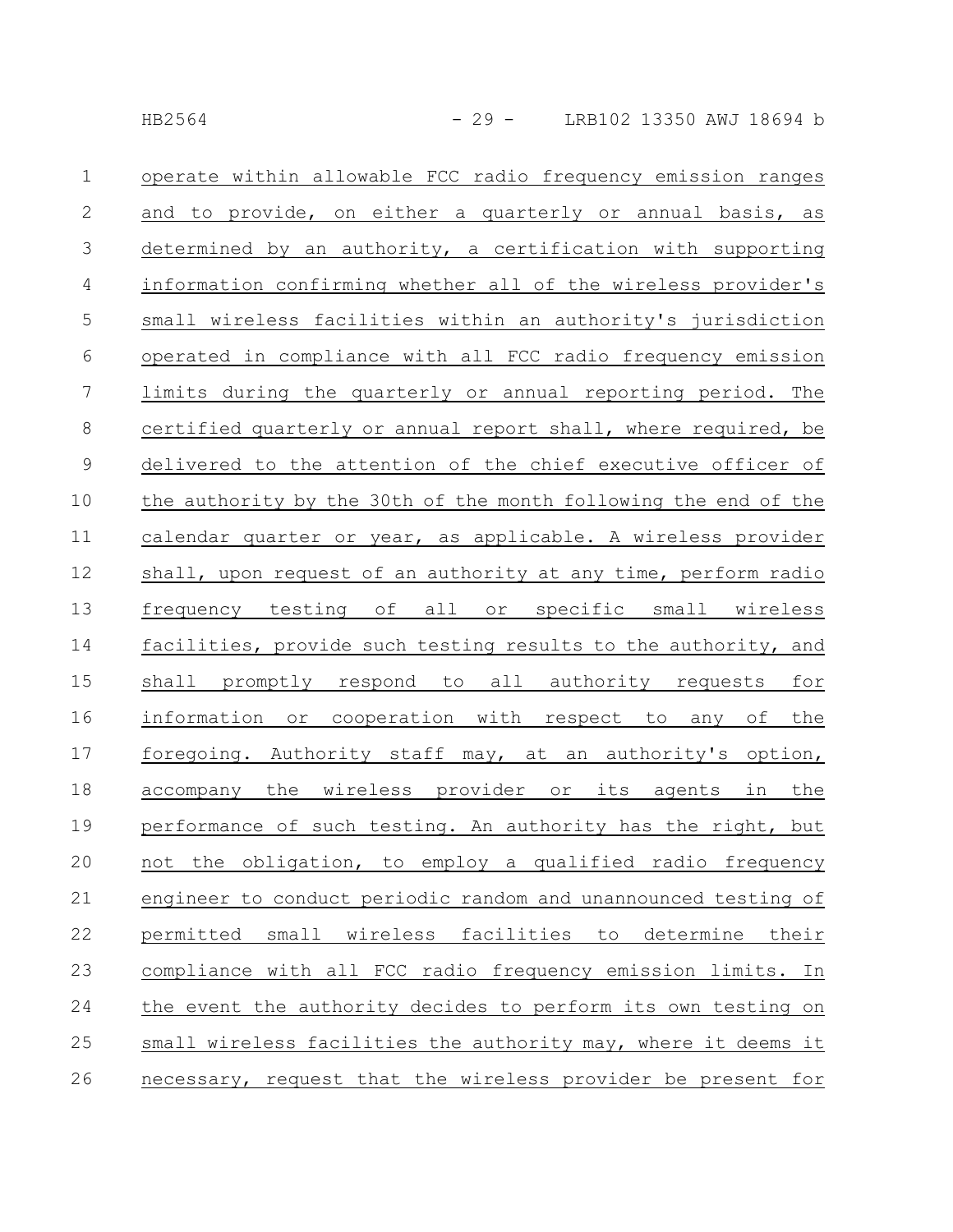operate within allowable FCC radio frequency emission ranges and to provide, on either a quarterly or annual basis, as determined by an authority, a certification with supporting information confirming whether all of the wireless provider's small wireless facilities within an authority's jurisdiction operated in compliance with all FCC radio frequency emission limits during the quarterly or annual reporting period. The certified quarterly or annual report shall, where required, be delivered to the attention of the chief executive officer of the authority by the 30th of the month following the end of the calendar quarter or year, as applicable. A wireless provider shall, upon request of an authority at any time, perform radio frequency testing of all or specific small wireless facilities, provide such testing results to the authority, and shall promptly respond to all authority requests for information or cooperation with respect to any of the foregoing. Authority staff may, at an authority's option, accompany the wireless provider or its agents in the performance of such testing. An authority has the right, but not the obligation, to employ a qualified radio frequency engineer to conduct periodic random and unannounced testing of permitted small wireless facilities to determine their compliance with all FCC radio frequency emission limits. In the event the authority decides to perform its own testing on small wireless facilities the authority may, where it deems it necessary, request that the wireless provider be present for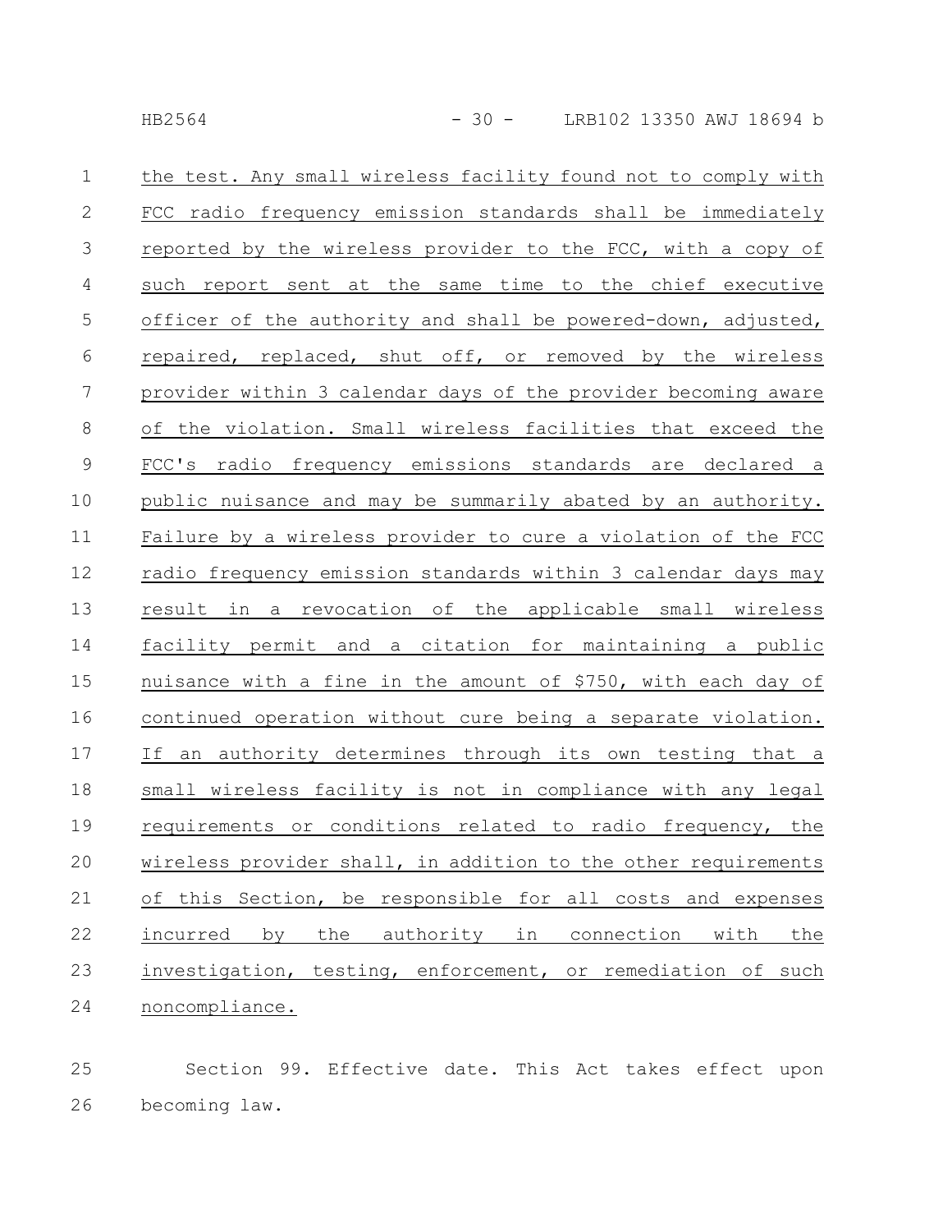the test. Any small wireless facility found not to comply with FCC radio frequency emission standards shall be immediately reported by the wireless provider to the FCC, with a copy of such report sent at the same time to the chief executive officer of the authority and shall be powered-down, adjusted, repaired, replaced, shut off, or removed by the wireless provider within 3 calendar days of the provider becoming aware of the violation. Small wireless facilities that exceed the FCC's radio frequency emissions standards are declared a public nuisance and may be summarily abated by an authority. Failure by a wireless provider to cure a violation of the FCC radio frequency emission standards within 3 calendar days may result in a revocation of the applicable small wireless facility permit and a citation for maintaining a public nuisance with a fine in the amount of $750, with each day of continued operation without cure being a separate violation. If an authority determines through its own testing that a small wireless facility is not in compliance with any legal requirements or conditions related to radio frequency, the wireless provider shall, in addition to the other requirements of this Section, be responsible for all costs and expenses incurred by the authority in connection with the investigation, testing, enforcement, or remediation of such noncompliance.

Section 99. Effective date. This Act takes effect upon becoming law.